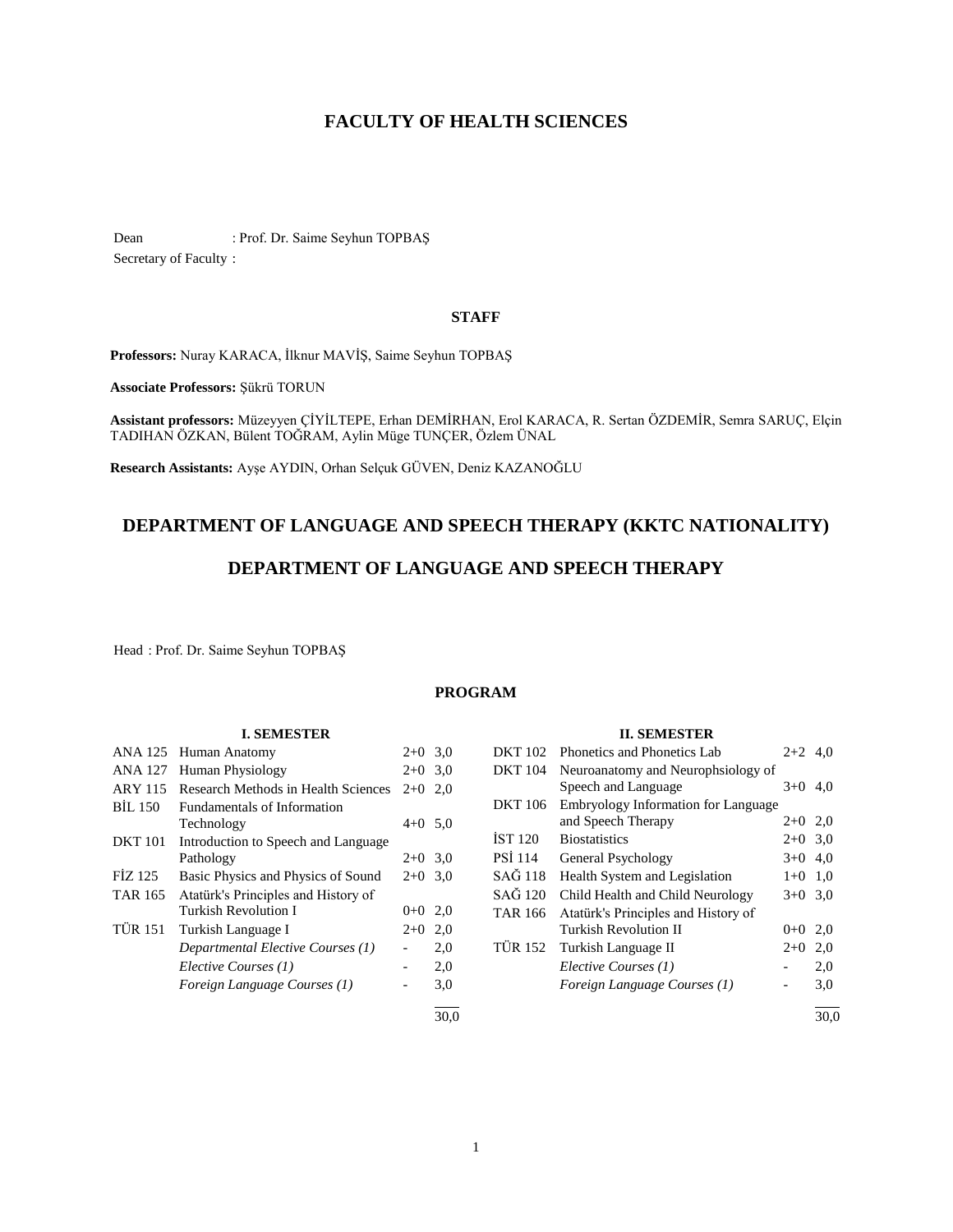# FACULTY OF HEALTH SCIENCES

Dean : Prof. Dr. Saime Seyhun TOPBAŞ

Secretary of Faculty :

## STAFF

**Professors:** Nuray KARACA, İlknur MAVİŞ, Saime Seyhun TOPBAŞ

**Associate Professors:** Şükrü TORUN

**Assistant professors:** Müzeyyen ÇİYİLTEPE, Erhan DEMİRHAN, Erol KARACA, R. Sertan ÖZDEMİR, Semra SARUÇ, Elçin TADIHAN ÖZKAN, Bülent TOĞRAM, Aylin Müge TUNÇER, Özlem ÜNAL

**Research Assistants:** Ayşe AYDIN, Orhan Selçuk GÜVEN, Deniz KAZANOĞLU

## DEPARTMENT OF LANGUAGE AND SPEECH THERAPY (KKTC NATIONALITY)

## DEPARTMENT OF LANGUAGE AND SPEECH THERAPY

Head : Prof. Dr. Saime Seyhun TOPBAŞ

### PROGRAM

**I. SEMESTER**

| Code | Course | Hours | Credits |
|---|---|---|---|
| ANA 125 | Human Anatomy | 2+0 | 3,0 |
| ANA 127 | Human Physiology | 2+0 | 3,0 |
| ARY 115 | Research Methods in Health Sciences | 2+0 | 2,0 |
| BİL 150 | Fundamentals of Information Technology | 4+0 | 5,0 |
| DKT 101 | Introduction to Speech and Language Pathology | 2+0 | 3,0 |
| FİZ 125 | Basic Physics and Physics of Sound | 2+0 | 3,0 |
| TAR 165 | Atatürk's Principles and History of Turkish Revolution I | 0+0 | 2,0 |
| TÜR 151 | Turkish Language I | 2+0 | 2,0 |
| | *Departmental Elective Courses (1)* | - | 2,0 |
| | *Elective Courses (1)* | - | 2,0 |
| | *Foreign Language Courses (1)* | - | 3,0 |
| | | | 30,0 |

**II. SEMESTER**

| Code | Course | Hours | Credits |
|---|---|---|---|
| DKT 102 | Phonetics and Phonetics Lab | 2+2 | 4,0 |
| DKT 104 | Neuroanatomy and Neurophsiology of Speech and Language | 3+0 | 4,0 |
| DKT 106 | Embryology Information for Language and Speech Therapy | 2+0 | 2,0 |
| İST 120 | Biostatistics | 2+0 | 3,0 |
| PSİ 114 | General Psychology | 3+0 | 4,0 |
| SAĞ 118 | Health System and Legislation | 1+0 | 1,0 |
| SAĞ 120 | Child Health and Child Neurology | 3+0 | 3,0 |
| TAR 166 | Atatürk's Principles and History of Turkish Revolution II | 0+0 | 2,0 |
| TÜR 152 | Turkish Language II | 2+0 | 2,0 |
| | *Elective Courses (1)* | - | 2,0 |
| | *Foreign Language Courses (1)* | - | 3,0 |
| | | | 30,0 |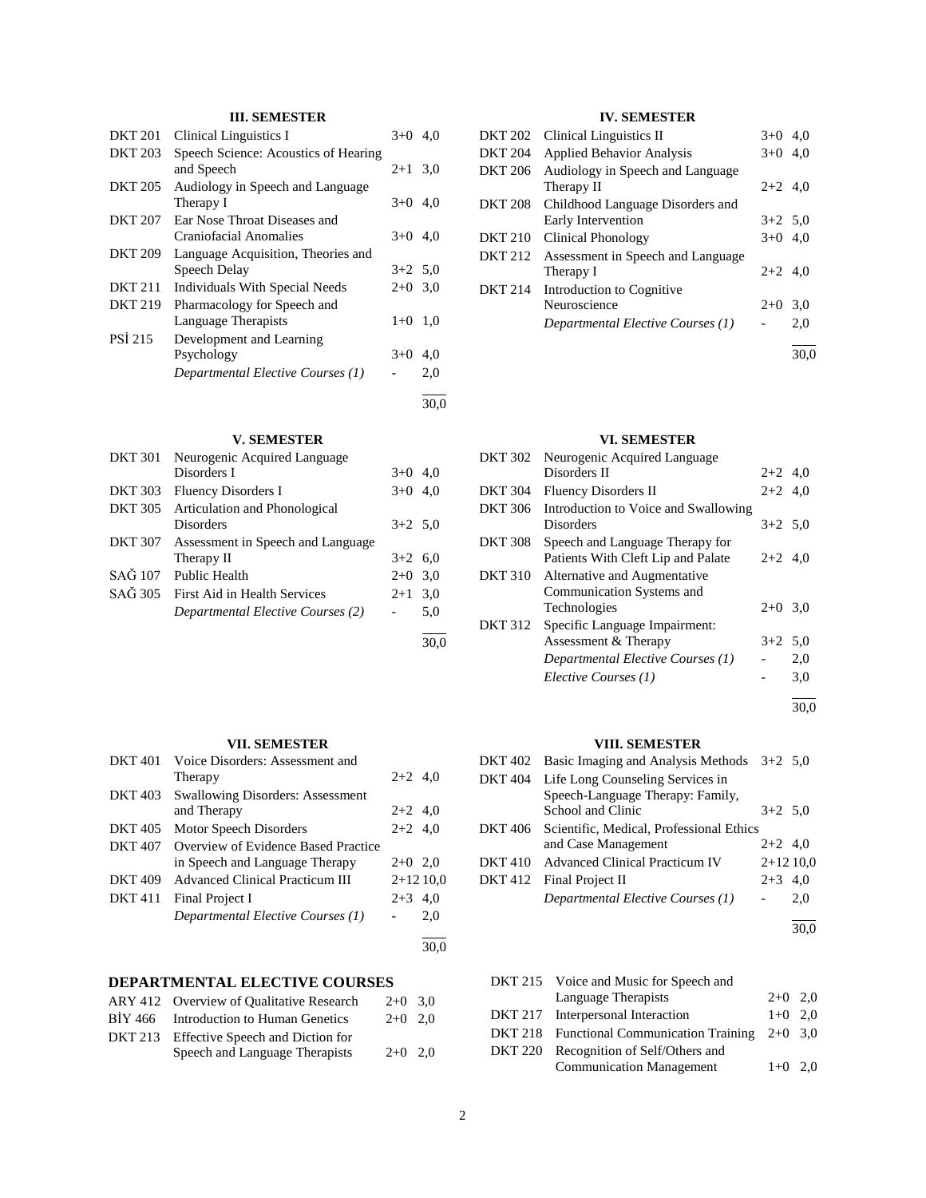### III. SEMESTER

| Code | Course | Hours | ECTS |
|---|---|---|---|
| DKT 201 | Clinical Linguistics I | 3+0 | 4,0 |
| DKT 203 | Speech Science: Acoustics of Hearing and Speech | 2+1 | 3,0 |
| DKT 205 | Audiology in Speech and Language Therapy I | 3+0 | 4,0 |
| DKT 207 | Ear Nose Throat Diseases and Craniofacial Anomalies | 3+0 | 4,0 |
| DKT 209 | Language Acquisition, Theories and Speech Delay | 3+2 | 5,0 |
| DKT 211 | Individuals With Special Needs | 2+0 | 3,0 |
| DKT 219 | Pharmacology for Speech and Language Therapists | 1+0 | 1,0 |
| PSİ 215 | Development and Learning Psychology | 3+0 | 4,0 |
| | *Departmental Elective Courses (1)* | - | 2,0 |
| | | | 30,0 |

### IV. SEMESTER

| Code | Course | Hours | ECTS |
|---|---|---|---|
| DKT 202 | Clinical Linguistics II | 3+0 | 4,0 |
| DKT 204 | Applied Behavior Analysis | 3+0 | 4,0 |
| DKT 206 | Audiology in Speech and Language Therapy II | 2+2 | 4,0 |
| DKT 208 | Childhood Language Disorders and Early Intervention | 3+2 | 5,0 |
| DKT 210 | Clinical Phonology | 3+0 | 4,0 |
| DKT 212 | Assessment in Speech and Language Therapy I | 2+2 | 4,0 |
| DKT 214 | Introduction to Cognitive Neuroscience | 2+0 | 3,0 |
| | *Departmental Elective Courses (1)* | - | 2,0 |
| | | | 30,0 |

### V. SEMESTER

| Code | Course | Hours | ECTS |
|---|---|---|---|
| DKT 301 | Neurogenic Acquired Language Disorders I | 3+0 | 4,0 |
| DKT 303 | Fluency Disorders I | 3+0 | 4,0 |
| DKT 305 | Articulation and Phonological Disorders | 3+2 | 5,0 |
| DKT 307 | Assessment in Speech and Language Therapy II | 3+2 | 6,0 |
| SAĞ 107 | Public Health | 2+0 | 3,0 |
| SAĞ 305 | First Aid in Health Services | 2+1 | 3,0 |
| | *Departmental Elective Courses (2)* | - | 5,0 |
| | | | 30,0 |

### VI. SEMESTER

| Code | Course | Hours | ECTS |
|---|---|---|---|
| DKT 302 | Neurogenic Acquired Language Disorders II | 2+2 | 4,0 |
| DKT 304 | Fluency Disorders II | 2+2 | 4,0 |
| DKT 306 | Introduction to Voice and Swallowing Disorders | 3+2 | 5,0 |
| DKT 308 | Speech and Language Therapy for Patients With Cleft Lip and Palate | 2+2 | 4,0 |
| DKT 310 | Alternative and Augmentative Communication Systems and Technologies | 2+0 | 3,0 |
| DKT 312 | Specific Language Impairment: Assessment & Therapy | 3+2 | 5,0 |
| | *Departmental Elective Courses (1)* | - | 2,0 |
| | *Elective Courses (1)* | - | 3,0 |
| | | | 30,0 |

### VII. SEMESTER

| Code | Course | Hours | ECTS |
|---|---|---|---|
| DKT 401 | Voice Disorders: Assessment and Therapy | 2+2 | 4,0 |
| DKT 403 | Swallowing Disorders: Assessment and Therapy | 2+2 | 4,0 |
| DKT 405 | Motor Speech Disorders | 2+2 | 4,0 |
| DKT 407 | Overview of Evidence Based Practice in Speech and Language Therapy | 2+0 | 2,0 |
| DKT 409 | Advanced Clinical Practicum III | 2+12 | 10,0 |
| DKT 411 | Final Project I | 2+3 | 4,0 |
| | *Departmental Elective Courses (1)* | - | 2,0 |
| | | | 30,0 |

### VIII. SEMESTER

| Code | Course | Hours | ECTS |
|---|---|---|---|
| DKT 402 | Basic Imaging and Analysis Methods | 3+2 | 5,0 |
| DKT 404 | Life Long Counseling Services in Speech-Language Therapy: Family, School and Clinic | 3+2 | 5,0 |
| DKT 406 | Scientific, Medical, Professional Ethics and Case Management | 2+2 | 4,0 |
| DKT 410 | Advanced Clinical Practicum IV | 2+12 | 10,0 |
| DKT 412 | Final Project II | 2+3 | 4,0 |
| | *Departmental Elective Courses (1)* | - | 2,0 |
| | | | 30,0 |

## DEPARTMENTAL ELECTIVE COURSES

| Code | Course | Hours | ECTS |
|---|---|---|---|
| ARY 412 | Overview of Qualitative Research | 2+0 | 3,0 |
| BİY 466 | Introduction to Human Genetics | 2+0 | 2,0 |
| DKT 213 | Effective Speech and Diction for Speech and Language Therapists | 2+0 | 2,0 |
| DKT 215 | Voice and Music for Speech and Language Therapists | 2+0 | 2,0 |
| DKT 217 | Interpersonal Interaction | 1+0 | 2,0 |
| DKT 218 | Functional Communication Training | 2+0 | 3,0 |
| DKT 220 | Recognition of Self/Others and Communication Management | 1+0 | 2,0 |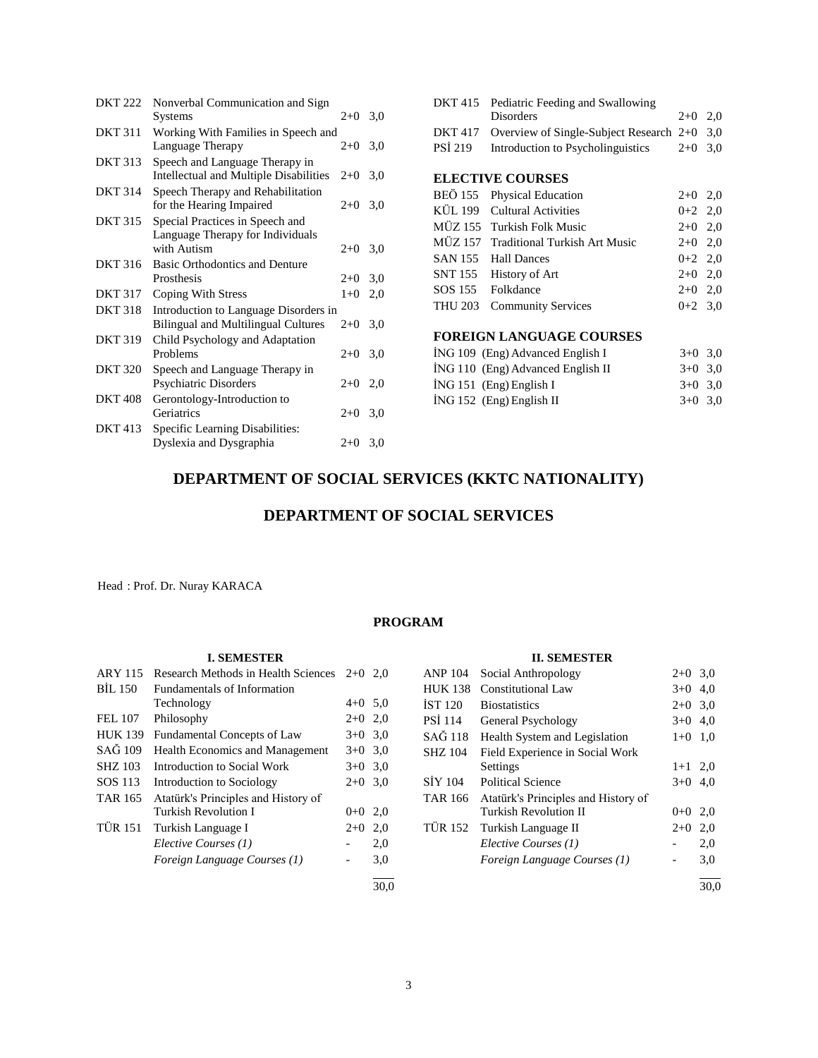| | | | |
|---|---|---|---|
| DKT 222 | Nonverbal Communication and Sign Systems | 2+0 | 3,0 |
| DKT 311 | Working With Families in Speech and Language Therapy | 2+0 | 3,0 |
| DKT 313 | Speech and Language Therapy in Intellectual and Multiple Disabilities | 2+0 | 3,0 |
| DKT 314 | Speech Therapy and Rehabilitation for the Hearing Impaired | 2+0 | 3,0 |
| DKT 315 | Special Practices in Speech and Language Therapy for Individuals with Autism | 2+0 | 3,0 |
| DKT 316 | Basic Orthodontics and Denture Prosthesis | 2+0 | 3,0 |
| DKT 317 | Coping With Stress | 1+0 | 2,0 |
| DKT 318 | Introduction to Language Disorders in Bilingual and Multilingual Cultures | 2+0 | 3,0 |
| DKT 319 | Child Psychology and Adaptation Problems | 2+0 | 3,0 |
| DKT 320 | Speech and Language Therapy in Psychiatric Disorders | 2+0 | 2,0 |
| DKT 408 | Gerontology-Introduction to Geriatrics | 2+0 | 3,0 |
| DKT 413 | Specific Learning Disabilities: Dyslexia and Dysgraphia | 2+0 | 3,0 |
| DKT 415 | Pediatric Feeding and Swallowing Disorders | 2+0 | 2,0 |
| DKT 417 | Overview of Single-Subject Research | 2+0 | 3,0 |
| PSİ 219 | Introduction to Psycholinguistics | 2+0 | 3,0 |

**ELECTIVE COURSES**

| | | | |
|---|---|---|---|
| BEÖ 155 | Physical Education | 2+0 | 2,0 |
| KÜL 199 | Cultural Activities | 0+2 | 2,0 |
| MÜZ 155 | Turkish Folk Music | 2+0 | 2,0 |
| MÜZ 157 | Traditional Turkish Art Music | 2+0 | 2,0 |
| SAN 155 | Hall Dances | 0+2 | 2,0 |
| SNT 155 | History of Art | 2+0 | 2,0 |
| SOS 155 | Folkdance | 2+0 | 2,0 |
| THU 203 | Community Services | 0+2 | 3,0 |

**FOREIGN LANGUAGE COURSES**

| | | | |
|---|---|---|---|
| İNG 109 | (Eng) Advanced English I | 3+0 | 3,0 |
| İNG 110 | (Eng) Advanced English II | 3+0 | 3,0 |
| İNG 151 | (Eng) English I | 3+0 | 3,0 |
| İNG 152 | (Eng) English II | 3+0 | 3,0 |

# DEPARTMENT OF SOCIAL SERVICES (KKTC NATIONALITY)

# DEPARTMENT OF SOCIAL SERVICES

Head : Prof. Dr. Nuray KARACA

## PROGRAM

**I. SEMESTER**

| | | | |
|---|---|---|---|
| ARY 115 | Research Methods in Health Sciences | 2+0 | 2,0 |
| BİL 150 | Fundamentals of Information Technology | 4+0 | 5,0 |
| FEL 107 | Philosophy | 2+0 | 2,0 |
| HUK 139 | Fundamental Concepts of Law | 3+0 | 3,0 |
| SAĞ 109 | Health Economics and Management | 3+0 | 3,0 |
| SHZ 103 | Introduction to Social Work | 3+0 | 3,0 |
| SOS 113 | Introduction to Sociology | 2+0 | 3,0 |
| TAR 165 | Atatürk's Principles and History of Turkish Revolution I | 0+0 | 2,0 |
| TÜR 151 | Turkish Language I | 2+0 | 2,0 |
| | *Elective Courses (1)* | - | 2,0 |
| | *Foreign Language Courses (1)* | - | 3,0 |
| | | | 30,0 |

**II. SEMESTER**

| | | | |
|---|---|---|---|
| ANP 104 | Social Anthropology | 2+0 | 3,0 |
| HUK 138 | Constitutional Law | 3+0 | 4,0 |
| İST 120 | Biostatistics | 2+0 | 3,0 |
| PSİ 114 | General Psychology | 3+0 | 4,0 |
| SAĞ 118 | Health System and Legislation | 1+0 | 1,0 |
| SHZ 104 | Field Experience in Social Work Settings | 1+1 | 2,0 |
| SİY 104 | Political Science | 3+0 | 4,0 |
| TAR 166 | Atatürk's Principles and History of Turkish Revolution II | 0+0 | 2,0 |
| TÜR 152 | Turkish Language II | 2+0 | 2,0 |
| | *Elective Courses (1)* | - | 2,0 |
| | *Foreign Language Courses (1)* | - | 3,0 |
| | | | 30,0 |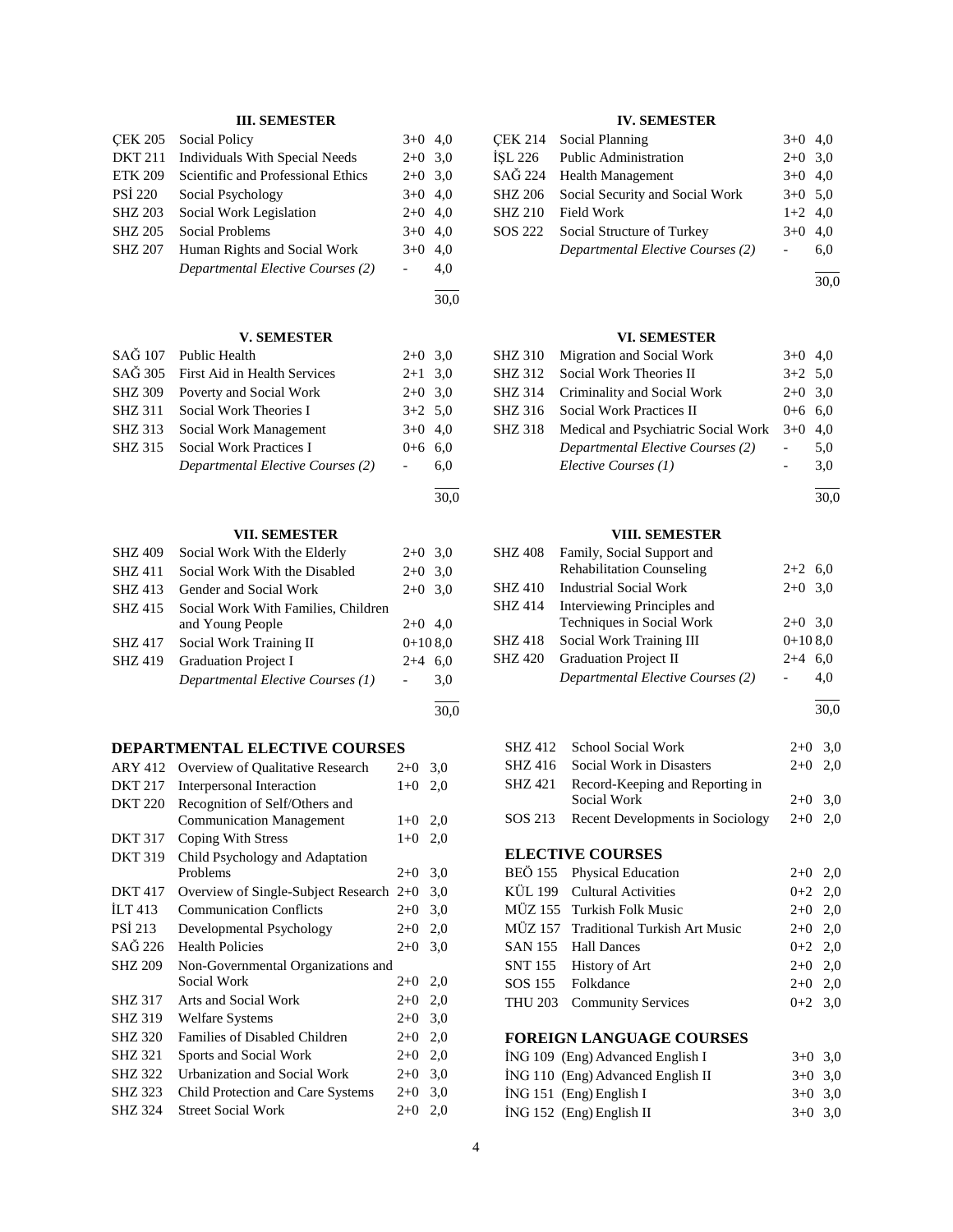### III. SEMESTER

| Code | Course | Hours | ECTS |
|---|---|---|---|
| ÇEK 205 | Social Policy | 3+0 | 4,0 |
| DKT 211 | Individuals With Special Needs | 2+0 | 3,0 |
| ETK 209 | Scientific and Professional Ethics | 2+0 | 3,0 |
| PSİ 220 | Social Psychology | 3+0 | 4,0 |
| SHZ 203 | Social Work Legislation | 2+0 | 4,0 |
| SHZ 205 | Social Problems | 3+0 | 4,0 |
| SHZ 207 | Human Rights and Social Work | 3+0 | 4,0 |
| | *Departmental Elective Courses (2)* | - | 4,0 |
| | | | 30,0 |

### IV. SEMESTER

| Code | Course | Hours | ECTS |
|---|---|---|---|
| ÇEK 214 | Social Planning | 3+0 | 4,0 |
| İŞL 226 | Public Administration | 2+0 | 3,0 |
| SAĞ 224 | Health Management | 3+0 | 4,0 |
| SHZ 206 | Social Security and Social Work | 3+0 | 5,0 |
| SHZ 210 | Field Work | 1+2 | 4,0 |
| SOS 222 | Social Structure of Turkey | 3+0 | 4,0 |
| | *Departmental Elective Courses (2)* | - | 6,0 |
| | | | 30,0 |

### V. SEMESTER

| Code | Course | Hours | ECTS |
|---|---|---|---|
| SAĞ 107 | Public Health | 2+0 | 3,0 |
| SAĞ 305 | First Aid in Health Services | 2+1 | 3,0 |
| SHZ 309 | Poverty and Social Work | 2+0 | 3,0 |
| SHZ 311 | Social Work Theories I | 3+2 | 5,0 |
| SHZ 313 | Social Work Management | 3+0 | 4,0 |
| SHZ 315 | Social Work Practices I | 0+6 | 6,0 |
| | *Departmental Elective Courses (2)* | - | 6,0 |
| | | | 30,0 |

### VI. SEMESTER

| Code | Course | Hours | ECTS |
|---|---|---|---|
| SHZ 310 | Migration and Social Work | 3+0 | 4,0 |
| SHZ 312 | Social Work Theories II | 3+2 | 5,0 |
| SHZ 314 | Criminality and Social Work | 2+0 | 3,0 |
| SHZ 316 | Social Work Practices II | 0+6 | 6,0 |
| SHZ 318 | Medical and Psychiatric Social Work | 3+0 | 4,0 |
| | *Departmental Elective Courses (2)* | - | 5,0 |
| | *Elective Courses (1)* | - | 3,0 |
| | | | 30,0 |

### VII. SEMESTER

| Code | Course | Hours | ECTS |
|---|---|---|---|
| SHZ 409 | Social Work With the Elderly | 2+0 | 3,0 |
| SHZ 411 | Social Work With the Disabled | 2+0 | 3,0 |
| SHZ 413 | Gender and Social Work | 2+0 | 3,0 |
| SHZ 415 | Social Work With Families, Children and Young People | 2+0 | 4,0 |
| SHZ 417 | Social Work Training II | 0+10 | 8,0 |
| SHZ 419 | Graduation Project I | 2+4 | 6,0 |
| | *Departmental Elective Courses (1)* | - | 3,0 |
| | | | 30,0 |

### VIII. SEMESTER

| Code | Course | Hours | ECTS |
|---|---|---|---|
| SHZ 408 | Family, Social Support and Rehabilitation Counseling | 2+2 | 6,0 |
| SHZ 410 | Industrial Social Work | 2+0 | 3,0 |
| SHZ 414 | Interviewing Principles and Techniques in Social Work | 2+0 | 3,0 |
| SHZ 418 | Social Work Training III | 0+10 | 8,0 |
| SHZ 420 | Graduation Project II | 2+4 | 6,0 |
| | *Departmental Elective Courses (2)* | - | 4,0 |
| | | | 30,0 |

## DEPARTMENTAL ELECTIVE COURSES

| Code | Course | Hours | ECTS |
|---|---|---|---|
| ARY 412 | Overview of Qualitative Research | 2+0 | 3,0 |
| DKT 217 | Interpersonal Interaction | 1+0 | 2,0 |
| DKT 220 | Recognition of Self/Others and Communication Management | 1+0 | 2,0 |
| DKT 317 | Coping With Stress | 1+0 | 2,0 |
| DKT 319 | Child Psychology and Adaptation Problems | 2+0 | 3,0 |
| DKT 417 | Overview of Single-Subject Research | 2+0 | 3,0 |
| İLT 413 | Communication Conflicts | 2+0 | 3,0 |
| PSİ 213 | Developmental Psychology | 2+0 | 2,0 |
| SAĞ 226 | Health Policies | 2+0 | 3,0 |
| SHZ 209 | Non-Governmental Organizations and Social Work | 2+0 | 2,0 |
| SHZ 317 | Arts and Social Work | 2+0 | 2,0 |
| SHZ 319 | Welfare Systems | 2+0 | 3,0 |
| SHZ 320 | Families of Disabled Children | 2+0 | 2,0 |
| SHZ 321 | Sports and Social Work | 2+0 | 2,0 |
| SHZ 322 | Urbanization and Social Work | 2+0 | 3,0 |
| SHZ 323 | Child Protection and Care Systems | 2+0 | 3,0 |
| SHZ 324 | Street Social Work | 2+0 | 2,0 |
| SHZ 412 | School Social Work | 2+0 | 3,0 |
| SHZ 416 | Social Work in Disasters | 2+0 | 2,0 |
| SHZ 421 | Record-Keeping and Reporting in Social Work | 2+0 | 3,0 |
| SOS 213 | Recent Developments in Sociology | 2+0 | 2,0 |

## ELECTIVE COURSES

| Code | Course | Hours | ECTS |
|---|---|---|---|
| BEÖ 155 | Physical Education | 2+0 | 2,0 |
| KÜL 199 | Cultural Activities | 0+2 | 2,0 |
| MÜZ 155 | Turkish Folk Music | 2+0 | 2,0 |
| MÜZ 157 | Traditional Turkish Art Music | 2+0 | 2,0 |
| SAN 155 | Hall Dances | 0+2 | 2,0 |
| SNT 155 | History of Art | 2+0 | 2,0 |
| SOS 155 | Folkdance | 2+0 | 2,0 |
| THU 203 | Community Services | 0+2 | 3,0 |

## FOREIGN LANGUAGE COURSES

| Code | Course | Hours | ECTS |
|---|---|---|---|
| İNG 109 | (Eng) Advanced English I | 3+0 | 3,0 |
| İNG 110 | (Eng) Advanced English II | 3+0 | 3,0 |
| İNG 151 | (Eng) English I | 3+0 | 3,0 |
| İNG 152 | (Eng) English II | 3+0 | 3,0 |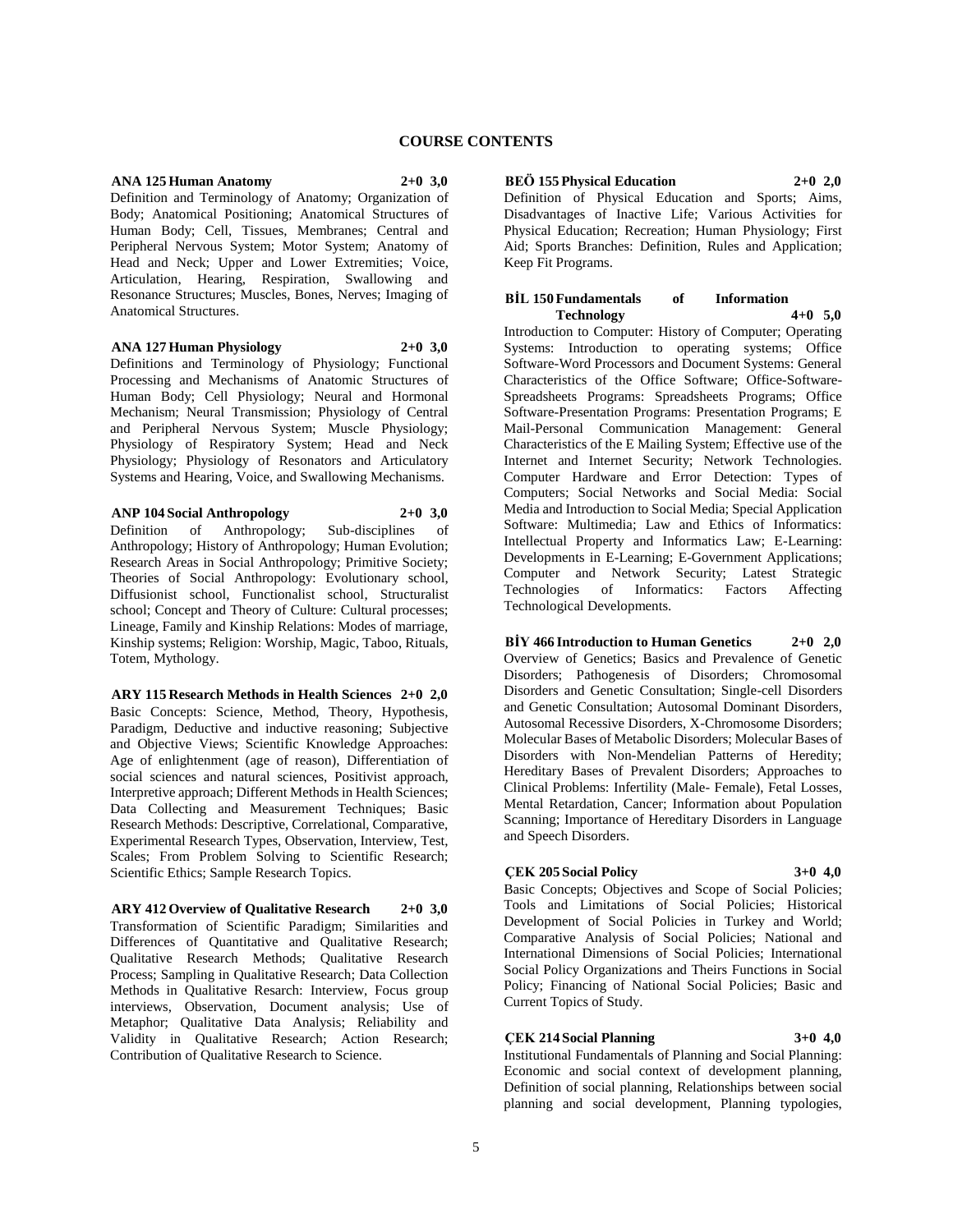# COURSE CONTENTS

**ANA 125 Human Anatomy 2+0 3,0**

Definition and Terminology of Anatomy; Organization of Body; Anatomical Positioning; Anatomical Structures of Human Body; Cell, Tissues, Membranes; Central and Peripheral Nervous System; Motor System; Anatomy of Head and Neck; Upper and Lower Extremities; Voice, Articulation, Hearing, Respiration, Swallowing and Resonance Structures; Muscles, Bones, Nerves; Imaging of Anatomical Structures.

**ANA 127 Human Physiology 2+0 3,0**

Definitions and Terminology of Physiology; Functional Processing and Mechanisms of Anatomic Structures of Human Body; Cell Physiology; Neural and Hormonal Mechanism; Neural Transmission; Physiology of Central and Peripheral Nervous System; Muscle Physiology; Physiology of Respiratory System; Head and Neck Physiology; Physiology of Resonators and Articulatory Systems and Hearing, Voice, and Swallowing Mechanisms.

**ANP 104 Social Anthropology 2+0 3,0**

Definition of Anthropology; Sub-disciplines of Anthropology; History of Anthropology; Human Evolution; Research Areas in Social Anthropology; Primitive Society; Theories of Social Anthropology: Evolutionary school, Diffusionist school, Functionalist school, Structuralist school; Concept and Theory of Culture: Cultural processes; Lineage, Family and Kinship Relations: Modes of marriage, Kinship systems; Religion: Worship, Magic, Taboo, Rituals, Totem, Mythology.

**ARY 115 Research Methods in Health Sciences 2+0 2,0**

Basic Concepts: Science, Method, Theory, Hypothesis, Paradigm, Deductive and inductive reasoning; Subjective and Objective Views; Scientific Knowledge Approaches: Age of enlightenment (age of reason), Differentiation of social sciences and natural sciences, Positivist approach, Interpretive approach; Different Methods in Health Sciences; Data Collecting and Measurement Techniques; Basic Research Methods: Descriptive, Correlational, Comparative, Experimental Research Types, Observation, Interview, Test, Scales; From Problem Solving to Scientific Research; Scientific Ethics; Sample Research Topics.

**ARY 412 Overview of Qualitative Research 2+0 3,0**

Transformation of Scientific Paradigm; Similarities and Differences of Quantitative and Qualitative Research; Qualitative Research Methods; Qualitative Research Process; Sampling in Qualitative Research; Data Collection Methods in Qualitative Resarch: Interview, Focus group interviews, Observation, Document analysis; Use of Metaphor; Qualitative Data Analysis; Reliability and Validity in Qualitative Research; Action Research; Contribution of Qualitative Research to Science.

**BEÖ 155 Physical Education 2+0 2,0**

Definition of Physical Education and Sports; Aims, Disadvantages of Inactive Life; Various Activities for Physical Education; Recreation; Human Physiology; First Aid; Sports Branches: Definition, Rules and Application; Keep Fit Programs.

**BİL 150 Fundamentals of Information Technology 4+0 5,0**

Introduction to Computer: History of Computer; Operating Systems: Introduction to operating systems; Office Software-Word Processors and Document Systems: General Characteristics of the Office Software; Office-Software-Spreadsheets Programs: Spreadsheets Programs; Office Software-Presentation Programs: Presentation Programs; E Mail-Personal Communication Management: General Characteristics of the E Mailing System; Effective use of the Internet and Internet Security; Network Technologies. Computer Hardware and Error Detection: Types of Computers; Social Networks and Social Media: Social Media and Introduction to Social Media; Special Application Software: Multimedia; Law and Ethics of Informatics: Intellectual Property and Informatics Law; E-Learning: Developments in E-Learning; E-Government Applications; Computer and Network Security; Latest Strategic Technologies of Informatics: Factors Affecting Technological Developments.

**BİY 466 Introduction to Human Genetics 2+0 2,0**

Overview of Genetics; Basics and Prevalence of Genetic Disorders; Pathogenesis of Disorders; Chromosomal Disorders and Genetic Consultation; Single-cell Disorders and Genetic Consultation; Autosomal Dominant Disorders, Autosomal Recessive Disorders, X-Chromosome Disorders; Molecular Bases of Metabolic Disorders; Molecular Bases of Disorders with Non-Mendelian Patterns of Heredity; Hereditary Bases of Prevalent Disorders; Approaches to Clinical Problems: Infertility (Male- Female), Fetal Losses, Mental Retardation, Cancer; Information about Population Scanning; Importance of Hereditary Disorders in Language and Speech Disorders.

**ÇEK 205 Social Policy 3+0 4,0**

Basic Concepts; Objectives and Scope of Social Policies; Tools and Limitations of Social Policies; Historical Development of Social Policies in Turkey and World; Comparative Analysis of Social Policies; National and International Dimensions of Social Policies; International Social Policy Organizations and Theirs Functions in Social Policy; Financing of National Social Policies; Basic and Current Topics of Study.

**ÇEK 214 Social Planning 3+0 4,0**

Institutional Fundamentals of Planning and Social Planning: Economic and social context of development planning, Definition of social planning, Relationships between social planning and social development, Planning typologies,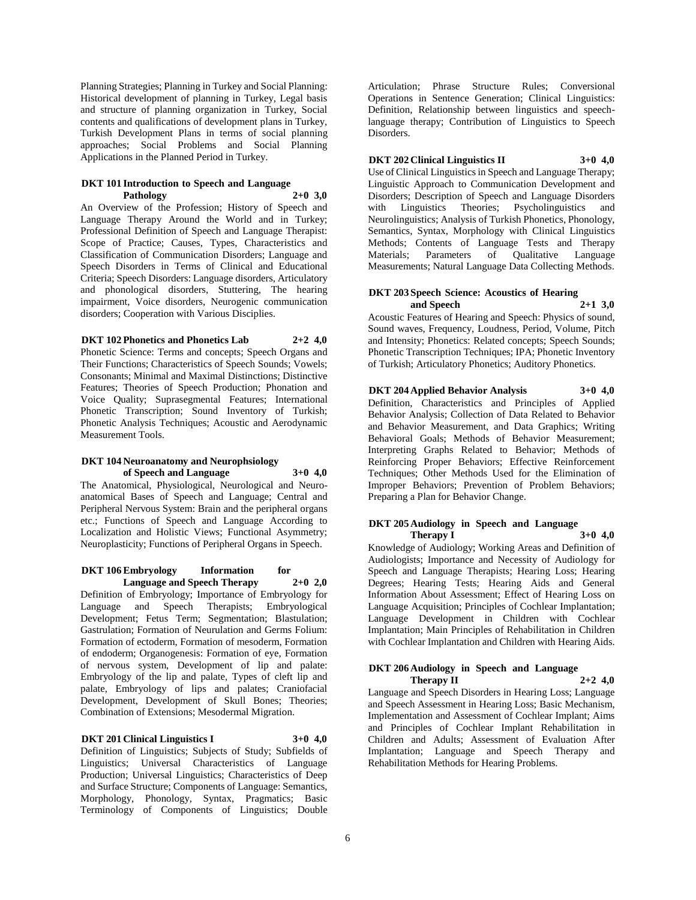Planning Strategies; Planning in Turkey and Social Planning: Historical development of planning in Turkey, Legal basis and structure of planning organization in Turkey, Social contents and qualifications of development plans in Turkey, Turkish Development Plans in terms of social planning approaches; Social Problems and Social Planning Applications in the Planned Period in Turkey.

**DKT 101 Introduction to Speech and Language Pathology 2+0 3,0**

An Overview of the Profession; History of Speech and Language Therapy Around the World and in Turkey; Professional Definition of Speech and Language Therapist: Scope of Practice; Causes, Types, Characteristics and Classification of Communication Disorders; Language and Speech Disorders in Terms of Clinical and Educational Criteria; Speech Disorders: Language disorders, Articulatory and phonological disorders, Stuttering, The hearing impairment, Voice disorders, Neurogenic communication disorders; Cooperation with Various Disciplies.

**DKT 102 Phonetics and Phonetics Lab 2+2 4,0**

Phonetic Science: Terms and concepts; Speech Organs and Their Functions; Characteristics of Speech Sounds; Vowels; Consonants; Minimal and Maximal Distinctions; Distinctive Features; Theories of Speech Production; Phonation and Voice Quality; Suprasegmental Features; International Phonetic Transcription; Sound Inventory of Turkish; Phonetic Analysis Techniques; Acoustic and Aerodynamic Measurement Tools.

**DKT 104 Neuroanatomy and Neurophsiology of Speech and Language 3+0 4,0**

The Anatomical, Physiological, Neurological and Neuro-anatomical Bases of Speech and Language; Central and Peripheral Nervous System: Brain and the peripheral organs etc.; Functions of Speech and Language According to Localization and Holistic Views; Functional Asymmetry; Neuroplasticity; Functions of Peripheral Organs in Speech.

**DKT 106 Embryology Information for Language and Speech Therapy 2+0 2,0**

Definition of Embryology; Importance of Embryology for Language and Speech Therapists; Embryological Development; Fetus Term; Segmentation; Blastulation; Gastrulation; Formation of Neurulation and Germs Folium: Formation of ectoderm, Formation of mesoderm, Formation of endoderm; Organogenesis: Formation of eye, Formation of nervous system, Development of lip and palate: Embryology of the lip and palate, Types of cleft lip and palate, Embryology of lips and palates; Craniofacial Development, Development of Skull Bones; Theories; Combination of Extensions; Mesodermal Migration.

**DKT 201 Clinical Linguistics I 3+0 4,0**

Definition of Linguistics; Subjects of Study; Subfields of Linguistics; Universal Characteristics of Language Production; Universal Linguistics; Characteristics of Deep and Surface Structure; Components of Language: Semantics, Morphology, Phonology, Syntax, Pragmatics; Basic Terminology of Components of Linguistics; Double Articulation; Phrase Structure Rules; Conversional Operations in Sentence Generation; Clinical Linguistics: Definition, Relationship between linguistics and speech-language therapy; Contribution of Linguistics to Speech Disorders.

**DKT 202 Clinical Linguistics II 3+0 4,0**

Use of Clinical Linguistics in Speech and Language Therapy; Linguistic Approach to Communication Development and Disorders; Description of Speech and Language Disorders with Linguistics Theories; Psycholinguistics and Neurolinguistics; Analysis of Turkish Phonetics, Phonology, Semantics, Syntax, Morphology with Clinical Linguistics Methods; Contents of Language Tests and Therapy Materials; Parameters of Qualitative Language Measurements; Natural Language Data Collecting Methods.

**DKT 203 Speech Science: Acoustics of Hearing and Speech 2+1 3,0**

Acoustic Features of Hearing and Speech: Physics of sound, Sound waves, Frequency, Loudness, Period, Volume, Pitch and Intensity; Phonetics: Related concepts; Speech Sounds; Phonetic Transcription Techniques; IPA; Phonetic Inventory of Turkish; Articulatory Phonetics; Auditory Phonetics.

**DKT 204 Applied Behavior Analysis 3+0 4,0**

Definition, Characteristics and Principles of Applied Behavior Analysis; Collection of Data Related to Behavior and Behavior Measurement, and Data Graphics; Writing Behavioral Goals; Methods of Behavior Measurement; Interpreting Graphs Related to Behavior; Methods of Reinforcing Proper Behaviors; Effective Reinforcement Techniques; Other Methods Used for the Elimination of Improper Behaviors; Prevention of Problem Behaviors; Preparing a Plan for Behavior Change.

**DKT 205 Audiology in Speech and Language Therapy I 3+0 4,0**

Knowledge of Audiology; Working Areas and Definition of Audiologists; Importance and Necessity of Audiology for Speech and Language Therapists; Hearing Loss; Hearing Degrees; Hearing Tests; Hearing Aids and General Information About Assessment; Effect of Hearing Loss on Language Acquisition; Principles of Cochlear Implantation; Language Development in Children with Cochlear Implantation; Main Principles of Rehabilitation in Children with Cochlear Implantation and Children with Hearing Aids.

**DKT 206 Audiology in Speech and Language Therapy II 2+2 4,0**

Language and Speech Disorders in Hearing Loss; Language and Speech Assessment in Hearing Loss; Basic Mechanism, Implementation and Assessment of Cochlear Implant; Aims and Principles of Cochlear Implant Rehabilitation in Children and Adults; Assessment of Evaluation After Implantation; Language and Speech Therapy and Rehabilitation Methods for Hearing Problems.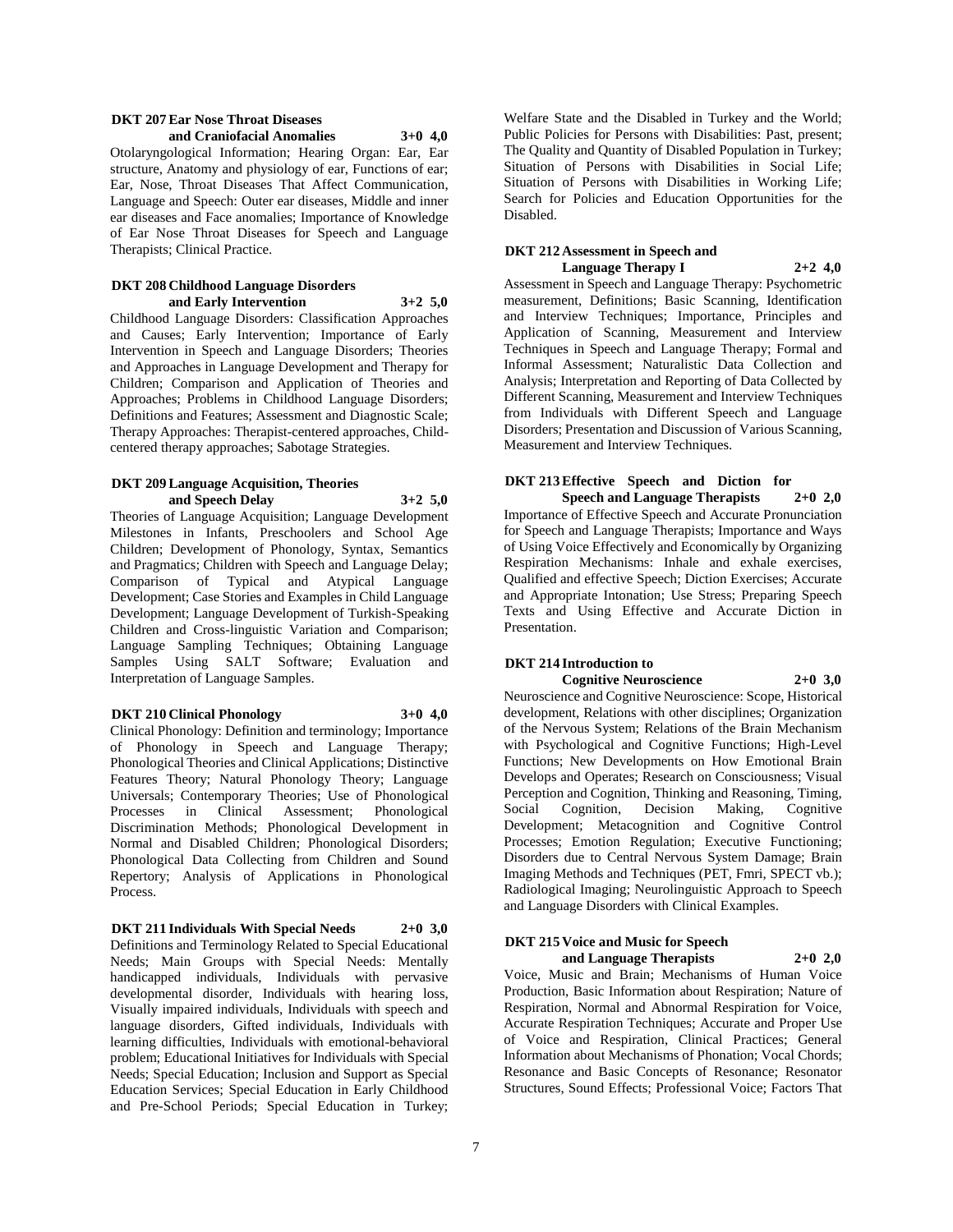### DKT 207 Ear Nose Throat Diseases and Craniofacial Anomalies 3+0 4,0

Otolaryngological Information; Hearing Organ: Ear, Ear structure, Anatomy and physiology of ear, Functions of ear; Ear, Nose, Throat Diseases That Affect Communication, Language and Speech: Outer ear diseases, Middle and inner ear diseases and Face anomalies; Importance of Knowledge of Ear Nose Throat Diseases for Speech and Language Therapists; Clinical Practice.

### DKT 208 Childhood Language Disorders and Early Intervention 3+2 5,0

Childhood Language Disorders: Classification Approaches and Causes; Early Intervention; Importance of Early Intervention in Speech and Language Disorders; Theories and Approaches in Language Development and Therapy for Children; Comparison and Application of Theories and Approaches; Problems in Childhood Language Disorders; Definitions and Features; Assessment and Diagnostic Scale; Therapy Approaches: Therapist-centered approaches, Child-centered therapy approaches; Sabotage Strategies.

### DKT 209 Language Acquisition, Theories and Speech Delay 3+2 5,0

Theories of Language Acquisition; Language Development Milestones in Infants, Preschoolers and School Age Children; Development of Phonology, Syntax, Semantics and Pragmatics; Children with Speech and Language Delay; Comparison of Typical and Atypical Language Development; Case Stories and Examples in Child Language Development; Language Development of Turkish-Speaking Children and Cross-linguistic Variation and Comparison; Language Sampling Techniques; Obtaining Language Samples Using SALT Software; Evaluation and Interpretation of Language Samples.

### DKT 210 Clinical Phonology 3+0 4,0

Clinical Phonology: Definition and terminology; Importance of Phonology in Speech and Language Therapy; Phonological Theories and Clinical Applications; Distinctive Features Theory; Natural Phonology Theory; Language Universals; Contemporary Theories; Use of Phonological Processes in Clinical Assessment; Phonological Discrimination Methods; Phonological Development in Normal and Disabled Children; Phonological Disorders; Phonological Data Collecting from Children and Sound Repertory; Analysis of Applications in Phonological Process.

### DKT 211 Individuals With Special Needs 2+0 3,0

Definitions and Terminology Related to Special Educational Needs; Main Groups with Special Needs: Mentally handicapped individuals, Individuals with pervasive developmental disorder, Individuals with hearing loss, Visually impaired individuals, Individuals with speech and language disorders, Gifted individuals, Individuals with learning difficulties, Individuals with emotional-behavioral problem; Educational Initiatives for Individuals with Special Needs; Special Education; Inclusion and Support as Special Education Services; Special Education in Early Childhood and Pre-School Periods; Special Education in Turkey; Welfare State and the Disabled in Turkey and the World; Public Policies for Persons with Disabilities: Past, present; The Quality and Quantity of Disabled Population in Turkey; Situation of Persons with Disabilities in Social Life; Situation of Persons with Disabilities in Working Life; Search for Policies and Education Opportunities for the Disabled.

### DKT 212 Assessment in Speech and Language Therapy I 2+2 4,0

Assessment in Speech and Language Therapy: Psychometric measurement, Definitions; Basic Scanning, Identification and Interview Techniques; Importance, Principles and Application of Scanning, Measurement and Interview Techniques in Speech and Language Therapy; Formal and Informal Assessment; Naturalistic Data Collection and Analysis; Interpretation and Reporting of Data Collected by Different Scanning, Measurement and Interview Techniques from Individuals with Different Speech and Language Disorders; Presentation and Discussion of Various Scanning, Measurement and Interview Techniques.

### DKT 213 Effective Speech and Diction for Speech and Language Therapists 2+0 2,0

Importance of Effective Speech and Accurate Pronunciation for Speech and Language Therapists; Importance and Ways of Using Voice Effectively and Economically by Organizing Respiration Mechanisms: Inhale and exhale exercises, Qualified and effective Speech; Diction Exercises; Accurate and Appropriate Intonation; Use Stress; Preparing Speech Texts and Using Effective and Accurate Diction in Presentation.

### DKT 214 Introduction to Cognitive Neuroscience 2+0 3,0

Neuroscience and Cognitive Neuroscience: Scope, Historical development, Relations with other disciplines; Organization of the Nervous System; Relations of the Brain Mechanism with Psychological and Cognitive Functions; High-Level Functions; New Developments on How Emotional Brain Develops and Operates; Research on Consciousness; Visual Perception and Cognition, Thinking and Reasoning, Timing, Social Cognition, Decision Making, Cognitive Development; Metacognition and Cognitive Control Processes; Emotion Regulation; Executive Functioning; Disorders due to Central Nervous System Damage; Brain Imaging Methods and Techniques (PET, Fmri, SPECT vb.); Radiological Imaging; Neurolinguistic Approach to Speech and Language Disorders with Clinical Examples.

### DKT 215 Voice and Music for Speech and Language Therapists 2+0 2,0

Voice, Music and Brain; Mechanisms of Human Voice Production, Basic Information about Respiration; Nature of Respiration, Normal and Abnormal Respiration for Voice, Accurate Respiration Techniques; Accurate and Proper Use of Voice and Respiration, Clinical Practices; General Information about Mechanisms of Phonation; Vocal Chords; Resonance and Basic Concepts of Resonance; Resonator Structures, Sound Effects; Professional Voice; Factors That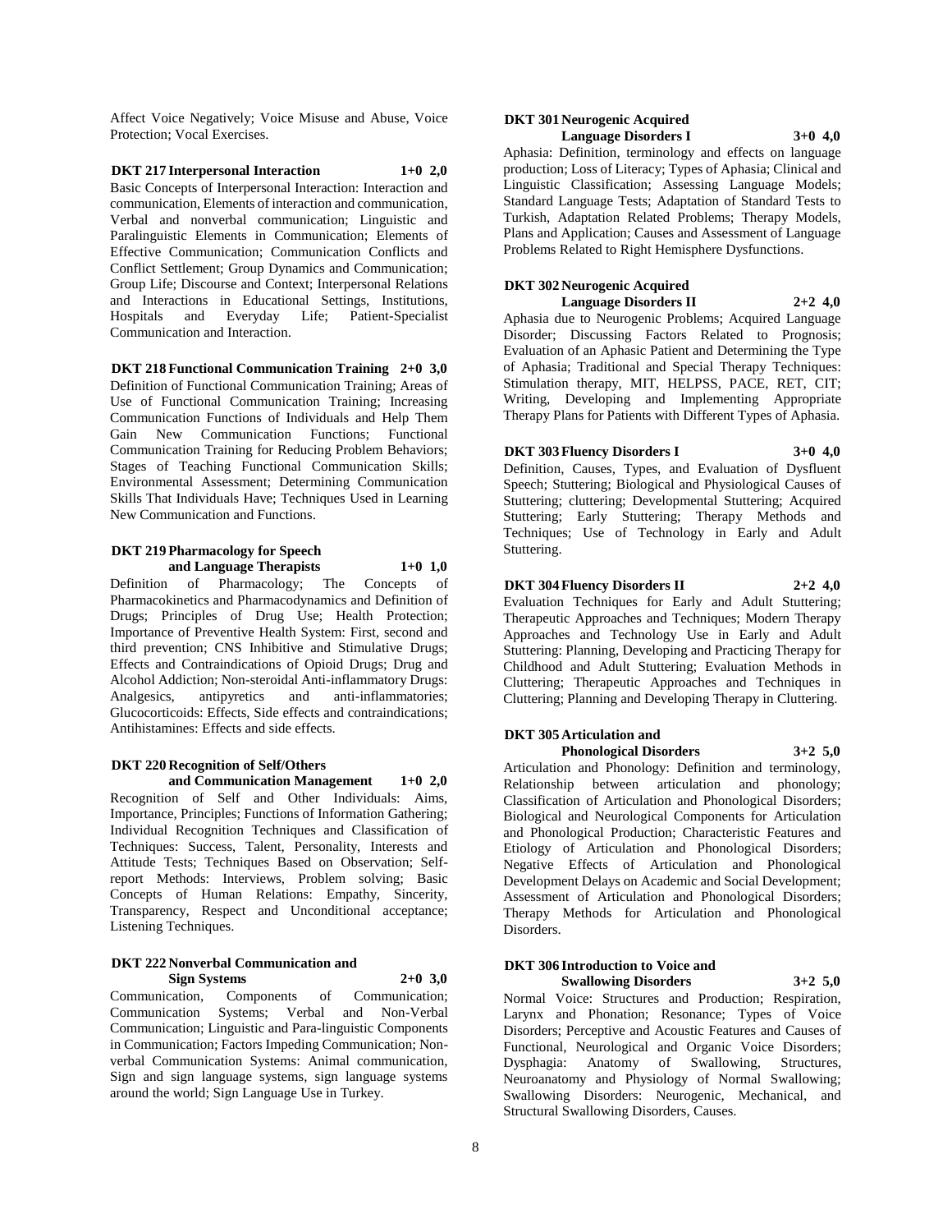Affect Voice Negatively; Voice Misuse and Abuse, Voice Protection; Vocal Exercises.

**DKT 217 Interpersonal Interaction 1+0 2,0**

Basic Concepts of Interpersonal Interaction: Interaction and communication, Elements of interaction and communication, Verbal and nonverbal communication; Linguistic and Paralinguistic Elements in Communication; Elements of Effective Communication; Communication Conflicts and Conflict Settlement; Group Dynamics and Communication; Group Life; Discourse and Context; Interpersonal Relations and Interactions in Educational Settings, Institutions, Hospitals and Everyday Life; Patient-Specialist Communication and Interaction.

**DKT 218 Functional Communication Training 2+0 3,0**

Definition of Functional Communication Training; Areas of Use of Functional Communication Training; Increasing Communication Functions of Individuals and Help Them Gain New Communication Functions; Functional Communication Training for Reducing Problem Behaviors; Stages of Teaching Functional Communication Skills; Environmental Assessment; Determining Communication Skills That Individuals Have; Techniques Used in Learning New Communication and Functions.

**DKT 219 Pharmacology for Speech and Language Therapists 1+0 1,0**

Definition of Pharmacology; The Concepts of Pharmacokinetics and Pharmacodynamics and Definition of Drugs; Principles of Drug Use; Health Protection; Importance of Preventive Health System: First, second and third prevention; CNS Inhibitive and Stimulative Drugs; Effects and Contraindications of Opioid Drugs; Drug and Alcohol Addiction; Non-steroidal Anti-inflammatory Drugs: Analgesics, antipyretics and anti-inflammatories; Glucocorticoids: Effects, Side effects and contraindications; Antihistamines: Effects and side effects.

**DKT 220 Recognition of Self/Others and Communication Management 1+0 2,0**

Recognition of Self and Other Individuals: Aims, Importance, Principles; Functions of Information Gathering; Individual Recognition Techniques and Classification of Techniques: Success, Talent, Personality, Interests and Attitude Tests; Techniques Based on Observation; Self-report Methods: Interviews, Problem solving; Basic Concepts of Human Relations: Empathy, Sincerity, Transparency, Respect and Unconditional acceptance; Listening Techniques.

**DKT 222 Nonverbal Communication and Sign Systems 2+0 3,0**

Communication, Components of Communication; Communication Systems; Verbal and Non-Verbal Communication; Linguistic and Para-linguistic Components in Communication; Factors Impeding Communication; Non-verbal Communication Systems: Animal communication, Sign and sign language systems, sign language systems around the world; Sign Language Use in Turkey.

**DKT 301 Neurogenic Acquired Language Disorders I 3+0 4,0**

Aphasia: Definition, terminology and effects on language production; Loss of Literacy; Types of Aphasia; Clinical and Linguistic Classification; Assessing Language Models; Standard Language Tests; Adaptation of Standard Tests to Turkish, Adaptation Related Problems; Therapy Models, Plans and Application; Causes and Assessment of Language Problems Related to Right Hemisphere Dysfunctions.

**DKT 302 Neurogenic Acquired Language Disorders II 2+2 4,0**

Aphasia due to Neurogenic Problems; Acquired Language Disorder; Discussing Factors Related to Prognosis; Evaluation of an Aphasic Patient and Determining the Type of Aphasia; Traditional and Special Therapy Techniques: Stimulation therapy, MIT, HELPSS, PACE, RET, CIT; Writing, Developing and Implementing Appropriate Therapy Plans for Patients with Different Types of Aphasia.

**DKT 303 Fluency Disorders I 3+0 4,0**

Definition, Causes, Types, and Evaluation of Dysfluent Speech; Stuttering; Biological and Physiological Causes of Stuttering; cluttering; Developmental Stuttering; Acquired Stuttering; Early Stuttering; Therapy Methods and Techniques; Use of Technology in Early and Adult Stuttering.

**DKT 304 Fluency Disorders II 2+2 4,0**

Evaluation Techniques for Early and Adult Stuttering; Therapeutic Approaches and Techniques; Modern Therapy Approaches and Technology Use in Early and Adult Stuttering: Planning, Developing and Practicing Therapy for Childhood and Adult Stuttering; Evaluation Methods in Cluttering; Therapeutic Approaches and Techniques in Cluttering; Planning and Developing Therapy in Cluttering.

**DKT 305 Articulation and Phonological Disorders 3+2 5,0**

Articulation and Phonology: Definition and terminology, Relationship between articulation and phonology; Classification of Articulation and Phonological Disorders; Biological and Neurological Components for Articulation and Phonological Production; Characteristic Features and Etiology of Articulation and Phonological Disorders; Negative Effects of Articulation and Phonological Development Delays on Academic and Social Development; Assessment of Articulation and Phonological Disorders; Therapy Methods for Articulation and Phonological Disorders.

**DKT 306 Introduction to Voice and Swallowing Disorders 3+2 5,0**

Normal Voice: Structures and Production; Respiration, Larynx and Phonation; Resonance; Types of Voice Disorders; Perceptive and Acoustic Features and Causes of Functional, Neurological and Organic Voice Disorders; Dysphagia: Anatomy of Swallowing, Structures, Neuroanatomy and Physiology of Normal Swallowing; Swallowing Disorders: Neurogenic, Mechanical, and Structural Swallowing Disorders, Causes.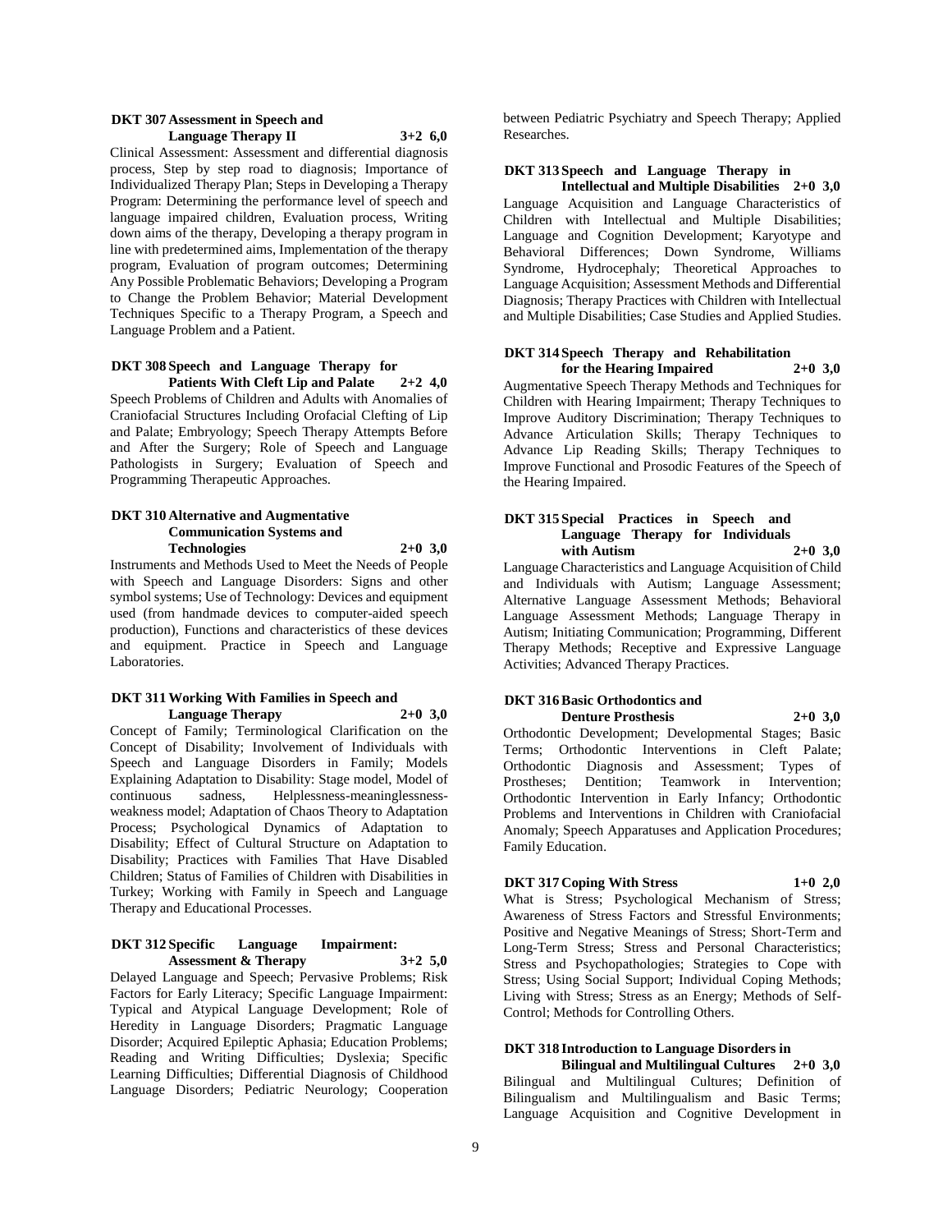**DKT 307 Assessment in Speech and Language Therapy II 3+2 6,0**

Clinical Assessment: Assessment and differential diagnosis process, Step by step road to diagnosis; Importance of Individualized Therapy Plan; Steps in Developing a Therapy Program: Determining the performance level of speech and language impaired children, Evaluation process, Writing down aims of the therapy, Developing a therapy program in line with predetermined aims, Implementation of the therapy program, Evaluation of program outcomes; Determining Any Possible Problematic Behaviors; Developing a Program to Change the Problem Behavior; Material Development Techniques Specific to a Therapy Program, a Speech and Language Problem and a Patient.

**DKT 308 Speech and Language Therapy for Patients With Cleft Lip and Palate 2+2 4,0**

Speech Problems of Children and Adults with Anomalies of Craniofacial Structures Including Orofacial Clefting of Lip and Palate; Embryology; Speech Therapy Attempts Before and After the Surgery; Role of Speech and Language Pathologists in Surgery; Evaluation of Speech and Programming Therapeutic Approaches.

**DKT 310 Alternative and Augmentative Communication Systems and Technologies 2+0 3,0**

Instruments and Methods Used to Meet the Needs of People with Speech and Language Disorders: Signs and other symbol systems; Use of Technology: Devices and equipment used (from handmade devices to computer-aided speech production), Functions and characteristics of these devices and equipment. Practice in Speech and Language Laboratories.

**DKT 311 Working With Families in Speech and Language Therapy 2+0 3,0**

Concept of Family; Terminological Clarification on the Concept of Disability; Involvement of Individuals with Speech and Language Disorders in Family; Models Explaining Adaptation to Disability: Stage model, Model of continuous sadness, Helplessness-meaninglessness-weakness model; Adaptation of Chaos Theory to Adaptation Process; Psychological Dynamics of Adaptation to Disability; Effect of Cultural Structure on Adaptation to Disability; Practices with Families That Have Disabled Children; Status of Families of Children with Disabilities in Turkey; Working with Family in Speech and Language Therapy and Educational Processes.

**DKT 312 Specific Language Impairment: Assessment & Therapy 3+2 5,0**

Delayed Language and Speech; Pervasive Problems; Risk Factors for Early Literacy; Specific Language Impairment: Typical and Atypical Language Development; Role of Heredity in Language Disorders; Pragmatic Language Disorder; Acquired Epileptic Aphasia; Education Problems; Reading and Writing Difficulties; Dyslexia; Specific Learning Difficulties; Differential Diagnosis of Childhood Language Disorders; Pediatric Neurology; Cooperation between Pediatric Psychiatry and Speech Therapy; Applied Researches.

**DKT 313 Speech and Language Therapy in Intellectual and Multiple Disabilities 2+0 3,0**

Language Acquisition and Language Characteristics of Children with Intellectual and Multiple Disabilities; Language and Cognition Development; Karyotype and Behavioral Differences; Down Syndrome, Williams Syndrome, Hydrocephaly; Theoretical Approaches to Language Acquisition; Assessment Methods and Differential Diagnosis; Therapy Practices with Children with Intellectual and Multiple Disabilities; Case Studies and Applied Studies.

**DKT 314 Speech Therapy and Rehabilitation for the Hearing Impaired 2+0 3,0**

Augmentative Speech Therapy Methods and Techniques for Children with Hearing Impairment; Therapy Techniques to Improve Auditory Discrimination; Therapy Techniques to Advance Articulation Skills; Therapy Techniques to Advance Lip Reading Skills; Therapy Techniques to Improve Functional and Prosodic Features of the Speech of the Hearing Impaired.

**DKT 315 Special Practices in Speech and Language Therapy for Individuals with Autism 2+0 3,0**

Language Characteristics and Language Acquisition of Child and Individuals with Autism; Language Assessment; Alternative Language Assessment Methods; Behavioral Language Assessment Methods; Language Therapy in Autism; Initiating Communication; Programming, Different Therapy Methods; Receptive and Expressive Language Activities; Advanced Therapy Practices.

**DKT 316 Basic Orthodontics and Denture Prosthesis 2+0 3,0**

Orthodontic Development; Developmental Stages; Basic Terms; Orthodontic Interventions in Cleft Palate; Orthodontic Diagnosis and Assessment; Types of Prostheses; Dentition; Teamwork in Intervention; Orthodontic Intervention in Early Infancy; Orthodontic Problems and Interventions in Children with Craniofacial Anomaly; Speech Apparatuses and Application Procedures; Family Education.

**DKT 317 Coping With Stress 1+0 2,0**

What is Stress; Psychological Mechanism of Stress; Awareness of Stress Factors and Stressful Environments; Positive and Negative Meanings of Stress; Short-Term and Long-Term Stress; Stress and Personal Characteristics; Stress and Psychopathologies; Strategies to Cope with Stress; Using Social Support; Individual Coping Methods; Living with Stress; Stress as an Energy; Methods of Self-Control; Methods for Controlling Others.

**DKT 318 Introduction to Language Disorders in Bilingual and Multilingual Cultures 2+0 3,0**

Bilingual and Multilingual Cultures; Definition of Bilingualism and Multilingualism and Basic Terms; Language Acquisition and Cognitive Development in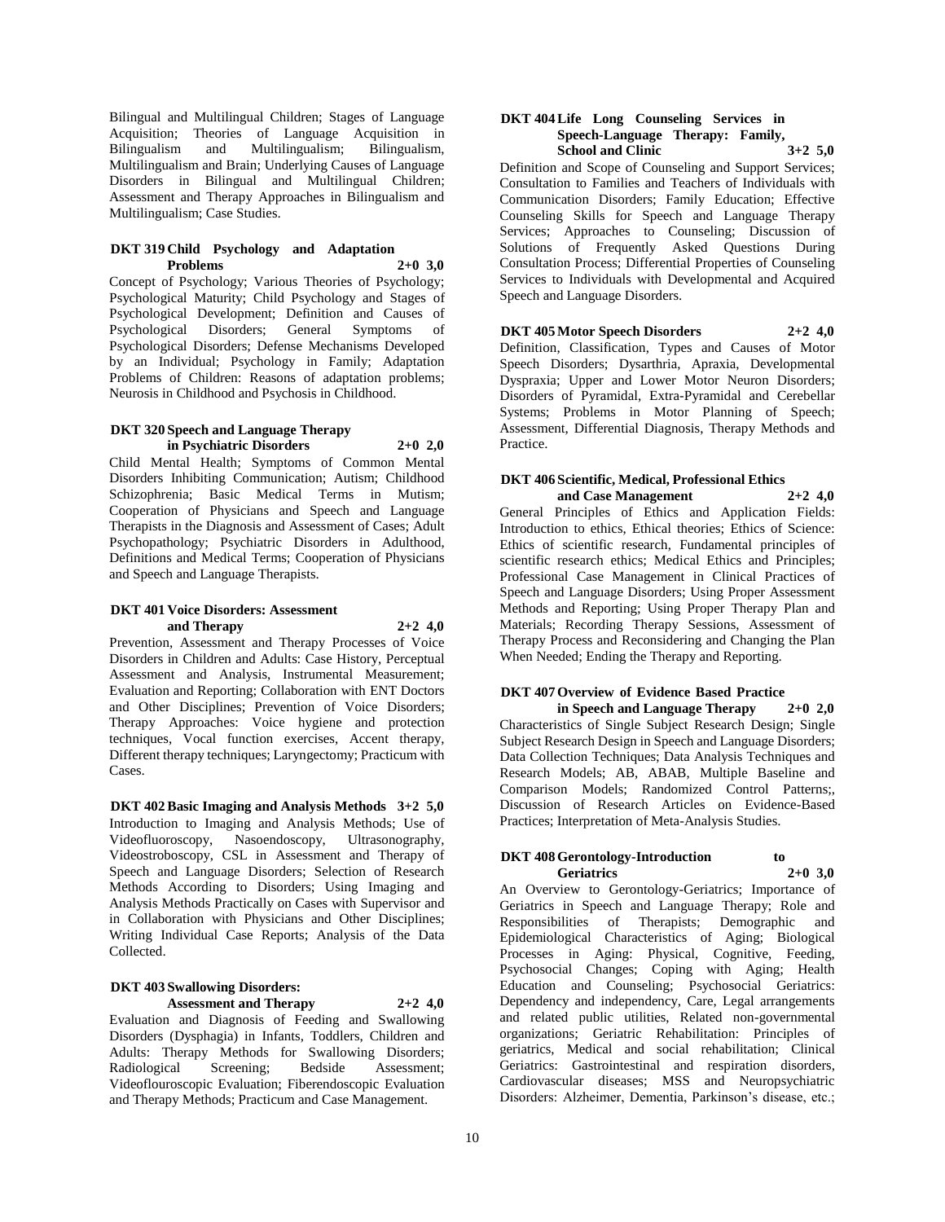Bilingual and Multilingual Children; Stages of Language Acquisition; Theories of Language Acquisition in Bilingualism and Multilingualism; Bilingualism, Multilingualism and Brain; Underlying Causes of Language Disorders in Bilingual and Multilingual Children; Assessment and Therapy Approaches in Bilingualism and Multilingualism; Case Studies.

**DKT 319 Child Psychology and Adaptation Problems 2+0 3,0**

Concept of Psychology; Various Theories of Psychology; Psychological Maturity; Child Psychology and Stages of Psychological Development; Definition and Causes of Psychological Disorders; General Symptoms of Psychological Disorders; Defense Mechanisms Developed by an Individual; Psychology in Family; Adaptation Problems of Children: Reasons of adaptation problems; Neurosis in Childhood and Psychosis in Childhood.

**DKT 320 Speech and Language Therapy in Psychiatric Disorders 2+0 2,0**

Child Mental Health; Symptoms of Common Mental Disorders Inhibiting Communication; Autism; Childhood Schizophrenia; Basic Medical Terms in Mutism; Cooperation of Physicians and Speech and Language Therapists in the Diagnosis and Assessment of Cases; Adult Psychopathology; Psychiatric Disorders in Adulthood, Definitions and Medical Terms; Cooperation of Physicians and Speech and Language Therapists.

**DKT 401 Voice Disorders: Assessment and Therapy 2+2 4,0**

Prevention, Assessment and Therapy Processes of Voice Disorders in Children and Adults: Case History, Perceptual Assessment and Analysis, Instrumental Measurement; Evaluation and Reporting; Collaboration with ENT Doctors and Other Disciplines; Prevention of Voice Disorders; Therapy Approaches: Voice hygiene and protection techniques, Vocal function exercises, Accent therapy, Different therapy techniques; Laryngectomy; Practicum with Cases.

**DKT 402 Basic Imaging and Analysis Methods 3+2 5,0**

Introduction to Imaging and Analysis Methods; Use of Videofluoroscopy, Nasoendoscopy, Ultrasonography, Videostroboscopy, CSL in Assessment and Therapy of Speech and Language Disorders; Selection of Research Methods According to Disorders; Using Imaging and Analysis Methods Practically on Cases with Supervisor and in Collaboration with Physicians and Other Disciplines; Writing Individual Case Reports; Analysis of the Data Collected.

**DKT 403 Swallowing Disorders: Assessment and Therapy 2+2 4,0**

Evaluation and Diagnosis of Feeding and Swallowing Disorders (Dysphagia) in Infants, Toddlers, Children and Adults: Therapy Methods for Swallowing Disorders; Radiological Screening; Bedside Assessment; Videoflouroscopic Evaluation; Fiberendoscopic Evaluation and Therapy Methods; Practicum and Case Management.

**DKT 404 Life Long Counseling Services in Speech-Language Therapy: Family, School and Clinic 3+2 5,0**

Definition and Scope of Counseling and Support Services; Consultation to Families and Teachers of Individuals with Communication Disorders; Family Education; Effective Counseling Skills for Speech and Language Therapy Services; Approaches to Counseling; Discussion of Solutions of Frequently Asked Questions During Consultation Process; Differential Properties of Counseling Services to Individuals with Developmental and Acquired Speech and Language Disorders.

**DKT 405 Motor Speech Disorders 2+2 4,0**

Definition, Classification, Types and Causes of Motor Speech Disorders; Dysarthria, Apraxia, Developmental Dyspraxia; Upper and Lower Motor Neuron Disorders; Disorders of Pyramidal, Extra-Pyramidal and Cerebellar Systems; Problems in Motor Planning of Speech; Assessment, Differential Diagnosis, Therapy Methods and Practice.

**DKT 406 Scientific, Medical, Professional Ethics and Case Management 2+2 4,0**

General Principles of Ethics and Application Fields: Introduction to ethics, Ethical theories; Ethics of Science: Ethics of scientific research, Fundamental principles of scientific research ethics; Medical Ethics and Principles; Professional Case Management in Clinical Practices of Speech and Language Disorders; Using Proper Assessment Methods and Reporting; Using Proper Therapy Plan and Materials; Recording Therapy Sessions, Assessment of Therapy Process and Reconsidering and Changing the Plan When Needed; Ending the Therapy and Reporting.

**DKT 407 Overview of Evidence Based Practice in Speech and Language Therapy 2+0 2,0**

Characteristics of Single Subject Research Design; Single Subject Research Design in Speech and Language Disorders; Data Collection Techniques; Data Analysis Techniques and Research Models; AB, ABAB, Multiple Baseline and Comparison Models; Randomized Control Patterns;, Discussion of Research Articles on Evidence-Based Practices; Interpretation of Meta-Analysis Studies.

**DKT 408 Gerontology-Introduction to Geriatrics 2+0 3,0**

An Overview to Gerontology-Geriatrics; Importance of Geriatrics in Speech and Language Therapy; Role and Responsibilities of Therapists; Demographic and Epidemiological Characteristics of Aging; Biological Processes in Aging: Physical, Cognitive, Feeding, Psychosocial Changes; Coping with Aging; Health Education and Counseling; Psychosocial Geriatrics: Dependency and independency, Care, Legal arrangements and related public utilities, Related non-governmental organizations; Geriatric Rehabilitation: Principles of geriatrics, Medical and social rehabilitation; Clinical Geriatrics: Gastrointestinal and respiration disorders, Cardiovascular diseases; MSS and Neuropsychiatric Disorders: Alzheimer, Dementia, Parkinson's disease, etc.;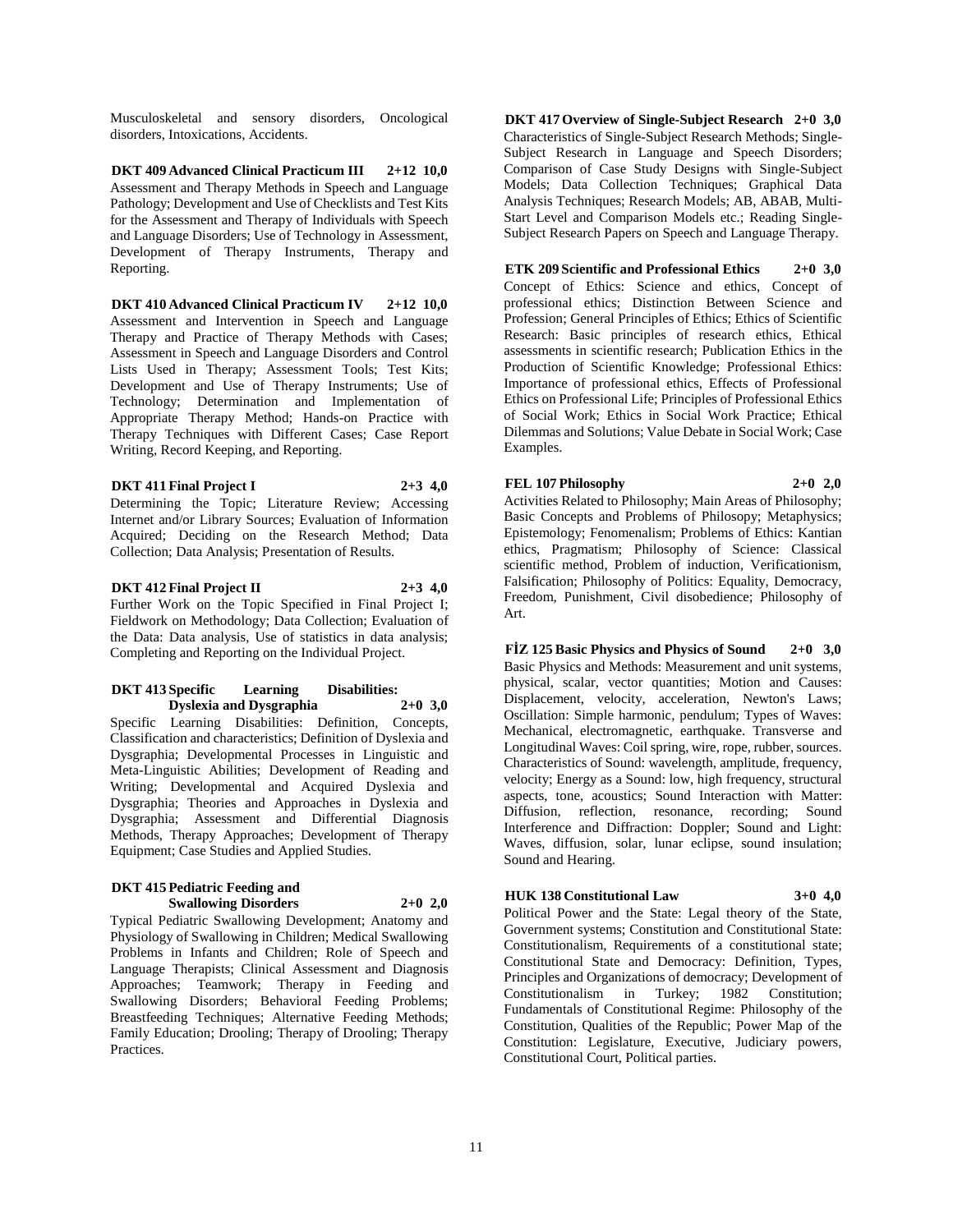Musculoskeletal and sensory disorders, Oncological disorders, Intoxications, Accidents.

**DKT 409 Advanced Clinical Practicum III 2+12 10,0**

Assessment and Therapy Methods in Speech and Language Pathology; Development and Use of Checklists and Test Kits for the Assessment and Therapy of Individuals with Speech and Language Disorders; Use of Technology in Assessment, Development of Therapy Instruments, Therapy and Reporting.

**DKT 410 Advanced Clinical Practicum IV 2+12 10,0**

Assessment and Intervention in Speech and Language Therapy and Practice of Therapy Methods with Cases; Assessment in Speech and Language Disorders and Control Lists Used in Therapy; Assessment Tools; Test Kits; Development and Use of Therapy Instruments; Use of Technology; Determination and Implementation of Appropriate Therapy Method; Hands-on Practice with Therapy Techniques with Different Cases; Case Report Writing, Record Keeping, and Reporting.

**DKT 411 Final Project I 2+3 4,0**

Determining the Topic; Literature Review; Accessing Internet and/or Library Sources; Evaluation of Information Acquired; Deciding on the Research Method; Data Collection; Data Analysis; Presentation of Results.

**DKT 412 Final Project II 2+3 4,0**

Further Work on the Topic Specified in Final Project I; Fieldwork on Methodology; Data Collection; Evaluation of the Data: Data analysis, Use of statistics in data analysis; Completing and Reporting on the Individual Project.

**DKT 413 Specific Learning Disabilities: Dyslexia and Dysgraphia 2+0 3,0**

Specific Learning Disabilities: Definition, Concepts, Classification and characteristics; Definition of Dyslexia and Dysgraphia; Developmental Processes in Linguistic and Meta-Linguistic Abilities; Development of Reading and Writing; Developmental and Acquired Dyslexia and Dysgraphia; Theories and Approaches in Dyslexia and Dysgraphia; Assessment and Differential Diagnosis Methods, Therapy Approaches; Development of Therapy Equipment; Case Studies and Applied Studies.

**DKT 415 Pediatric Feeding and Swallowing Disorders 2+0 2,0**

Typical Pediatric Swallowing Development; Anatomy and Physiology of Swallowing in Children; Medical Swallowing Problems in Infants and Children; Role of Speech and Language Therapists; Clinical Assessment and Diagnosis Approaches; Teamwork; Therapy in Feeding and Swallowing Disorders; Behavioral Feeding Problems; Breastfeeding Techniques; Alternative Feeding Methods; Family Education; Drooling; Therapy of Drooling; Therapy Practices.

**DKT 417 Overview of Single-Subject Research 2+0 3,0**

Characteristics of Single-Subject Research Methods; Single-Subject Research in Language and Speech Disorders; Comparison of Case Study Designs with Single-Subject Models; Data Collection Techniques; Graphical Data Analysis Techniques; Research Models; AB, ABAB, Multi-Start Level and Comparison Models etc.; Reading Single-Subject Research Papers on Speech and Language Therapy.

**ETK 209 Scientific and Professional Ethics 2+0 3,0**

Concept of Ethics: Science and ethics, Concept of professional ethics; Distinction Between Science and Profession; General Principles of Ethics; Ethics of Scientific Research: Basic principles of research ethics, Ethical assessments in scientific research; Publication Ethics in the Production of Scientific Knowledge; Professional Ethics: Importance of professional ethics, Effects of Professional Ethics on Professional Life; Principles of Professional Ethics of Social Work; Ethics in Social Work Practice; Ethical Dilemmas and Solutions; Value Debate in Social Work; Case Examples.

**FEL 107 Philosophy 2+0 2,0**

Activities Related to Philosophy; Main Areas of Philosophy; Basic Concepts and Problems of Philosophy; Metaphysics; Epistemology; Fenomenalism; Problems of Ethics: Kantian ethics, Pragmatism; Philosophy of Science: Classical scientific method, Problem of induction, Verificationism, Falsification; Philosophy of Politics: Equality, Democracy, Freedom, Punishment, Civil disobedience; Philosophy of Art.

**FİZ 125 Basic Physics and Physics of Sound 2+0 3,0**

Basic Physics and Methods: Measurement and unit systems, physical, scalar, vector quantities; Motion and Causes: Displacement, velocity, acceleration, Newton's Laws; Oscillation: Simple harmonic, pendulum; Types of Waves: Mechanical, electromagnetic, earthquake. Transverse and Longitudinal Waves: Coil spring, wire, rope, rubber, sources. Characteristics of Sound: wavelength, amplitude, frequency, velocity; Energy as a Sound: low, high frequency, structural aspects, tone, acoustics; Sound Interaction with Matter: Diffusion, reflection, resonance, recording; Sound Interference and Diffraction: Doppler; Sound and Light: Waves, diffusion, solar, lunar eclipse, sound insulation; Sound and Hearing.

**HUK 138 Constitutional Law 3+0 4,0**

Political Power and the State: Legal theory of the State, Government systems; Constitution and Constitutional State: Constitutionalism, Requirements of a constitutional state; Constitutional State and Democracy: Definition, Types, Principles and Organizations of democracy; Development of Constitutionalism in Turkey; 1982 Constitution; Fundamentals of Constitutional Regime: Philosophy of the Constitution, Qualities of the Republic; Power Map of the Constitution: Legislature, Executive, Judiciary powers, Constitutional Court, Political parties.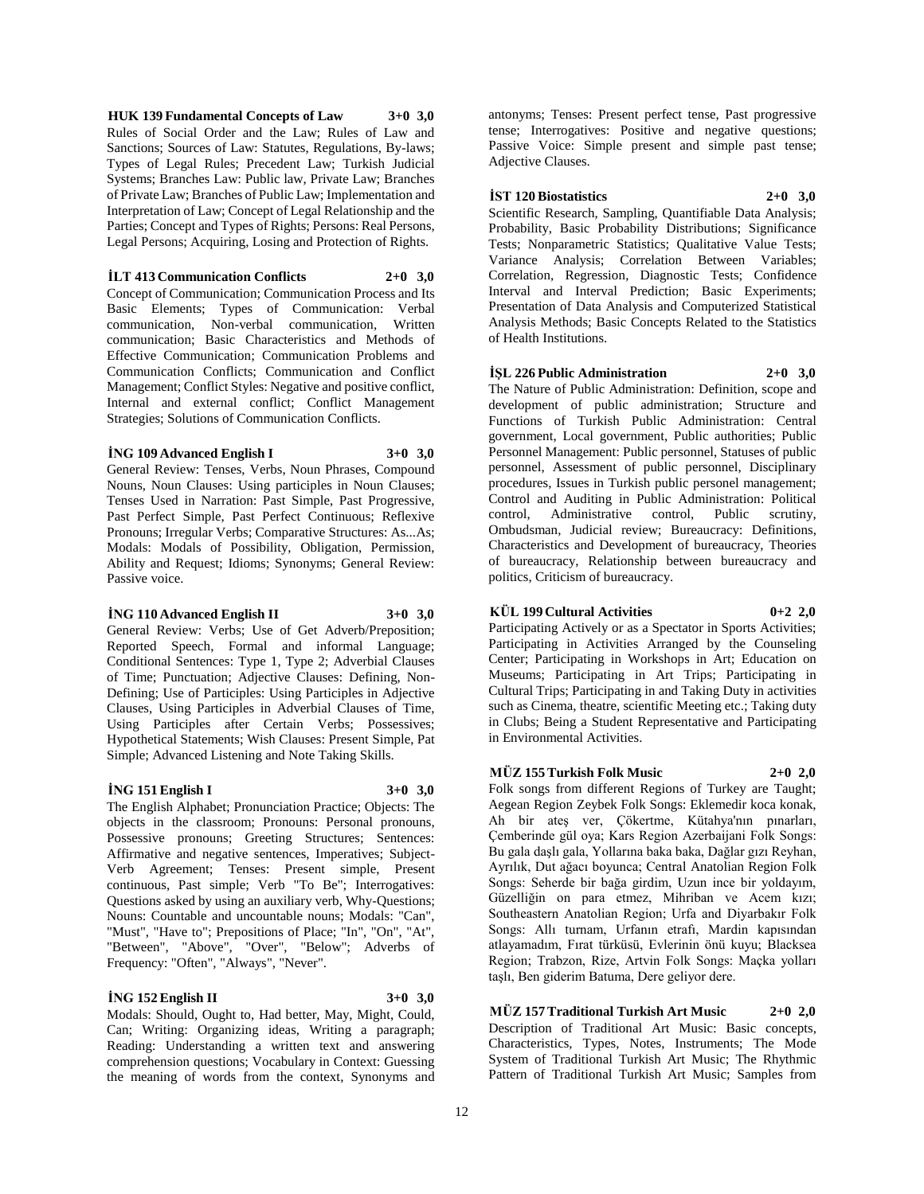**HUK 139 Fundamental Concepts of Law 3+0 3,0**

Rules of Social Order and the Law; Rules of Law and Sanctions; Sources of Law: Statutes, Regulations, By-laws; Types of Legal Rules; Precedent Law; Turkish Judicial Systems; Branches Law: Public law, Private Law; Branches of Private Law; Branches of Public Law; Implementation and Interpretation of Law; Concept of Legal Relationship and the Parties; Concept and Types of Rights; Persons: Real Persons, Legal Persons; Acquiring, Losing and Protection of Rights.

**İLT 413 Communication Conflicts 2+0 3,0**

Concept of Communication; Communication Process and Its Basic Elements; Types of Communication: Verbal communication, Non-verbal communication, Written communication; Basic Characteristics and Methods of Effective Communication; Communication Problems and Communication Conflicts; Communication and Conflict Management; Conflict Styles: Negative and positive conflict, Internal and external conflict; Conflict Management Strategies; Solutions of Communication Conflicts.

**İNG 109 Advanced English I 3+0 3,0**

General Review: Tenses, Verbs, Noun Phrases, Compound Nouns, Noun Clauses: Using participles in Noun Clauses; Tenses Used in Narration: Past Simple, Past Progressive, Past Perfect Simple, Past Perfect Continuous; Reflexive Pronouns; Irregular Verbs; Comparative Structures: As...As; Modals: Modals of Possibility, Obligation, Permission, Ability and Request; Idioms; Synonyms; General Review: Passive voice.

**İNG 110 Advanced English II 3+0 3,0**

General Review: Verbs; Use of Get Adverb/Preposition; Reported Speech, Formal and informal Language; Conditional Sentences: Type 1, Type 2; Adverbial Clauses of Time; Punctuation; Adjective Clauses: Defining, Non-Defining; Use of Participles: Using Participles in Adjective Clauses, Using Participles in Adverbial Clauses of Time, Using Participles after Certain Verbs; Possessives; Hypothetical Statements; Wish Clauses: Present Simple, Pat Simple; Advanced Listening and Note Taking Skills.

**İNG 151 English I 3+0 3,0**

The English Alphabet; Pronunciation Practice; Objects: The objects in the classroom; Pronouns: Personal pronouns, Possessive pronouns; Greeting Structures; Sentences: Affirmative and negative sentences, Imperatives; Subject-Verb Agreement; Tenses: Present simple, Present continuous, Past simple; Verb "To Be"; Interrogatives: Questions asked by using an auxiliary verb, Why-Questions; Nouns: Countable and uncountable nouns; Modals: "Can", "Must", "Have to"; Prepositions of Place; "In", "On", "At", "Between", "Above", "Over", "Below"; Adverbs of Frequency: "Often", "Always", "Never".

**İNG 152 English II 3+0 3,0**

Modals: Should, Ought to, Had better, May, Might, Could, Can; Writing: Organizing ideas, Writing a paragraph; Reading: Understanding a written text and answering comprehension questions; Vocabulary in Context: Guessing the meaning of words from the context, Synonyms and antonyms; Tenses: Present perfect tense, Past progressive tense; Interrogatives: Positive and negative questions; Passive Voice: Simple present and simple past tense; Adjective Clauses.

**İST 120 Biostatistics 2+0 3,0**

Scientific Research, Sampling, Quantifiable Data Analysis; Probability, Basic Probability Distributions; Significance Tests; Nonparametric Statistics; Qualitative Value Tests; Variance Analysis; Correlation Between Variables; Correlation, Regression, Diagnostic Tests; Confidence Interval and Interval Prediction; Basic Experiments; Presentation of Data Analysis and Computerized Statistical Analysis Methods; Basic Concepts Related to the Statistics of Health Institutions.

**İŞL 226 Public Administration 2+0 3,0**

The Nature of Public Administration: Definition, scope and development of public administration; Structure and Functions of Turkish Public Administration: Central government, Local government, Public authorities; Public Personnel Management: Public personnel, Statuses of public personnel, Assessment of public personnel, Disciplinary procedures, Issues in Turkish public personel management; Control and Auditing in Public Administration: Political control, Administrative control, Public scrutiny, Ombudsman, Judicial review; Bureaucracy: Definitions, Characteristics and Development of bureaucracy, Theories of bureaucracy, Relationship between bureaucracy and politics, Criticism of bureaucracy.

**KÜL 199 Cultural Activities 0+2 2,0**

Participating Actively or as a Spectator in Sports Activities; Participating in Activities Arranged by the Counseling Center; Participating in Workshops in Art; Education on Museums; Participating in Art Trips; Participating in Cultural Trips; Participating in and Taking Duty in activities such as Cinema, theatre, scientific Meeting etc.; Taking duty in Clubs; Being a Student Representative and Participating in Environmental Activities.

**MÜZ 155 Turkish Folk Music 2+0 2,0**

Folk songs from different Regions of Turkey are Taught; Aegean Region Zeybek Folk Songs: Eklemedir koca konak, Ah bir ateş ver, Çökertme, Kütahya'nın pınarları, Çemberinde gül oya; Kars Region Azerbaijani Folk Songs: Bu gala daşlı gala, Yollarına baka baka, Dağlar gızı Reyhan, Ayrılık, Dut ağacı boyunca; Central Anatolian Region Folk Songs: Seherde bir bağa girdim, Uzun ince bir yoldayım, Güzelliğin on para etmez, Mihriban ve Acem kızı; Southeastern Anatolian Region; Urfa and Diyarbakır Folk Songs: Allı turnam, Urfanın etrafı, Mardin kapısından atlayamadım, Fırat türküsü, Evlerinin önü kuyu; Blacksea Region; Trabzon, Rize, Artvin Folk Songs: Maçka yolları taşlı, Ben giderim Batuma, Dere geliyor dere.

**MÜZ 157 Traditional Turkish Art Music 2+0 2,0**

Description of Traditional Art Music: Basic concepts, Characteristics, Types, Notes, Instruments; The Mode System of Traditional Turkish Art Music; The Rhythmic Pattern of Traditional Turkish Art Music; Samples from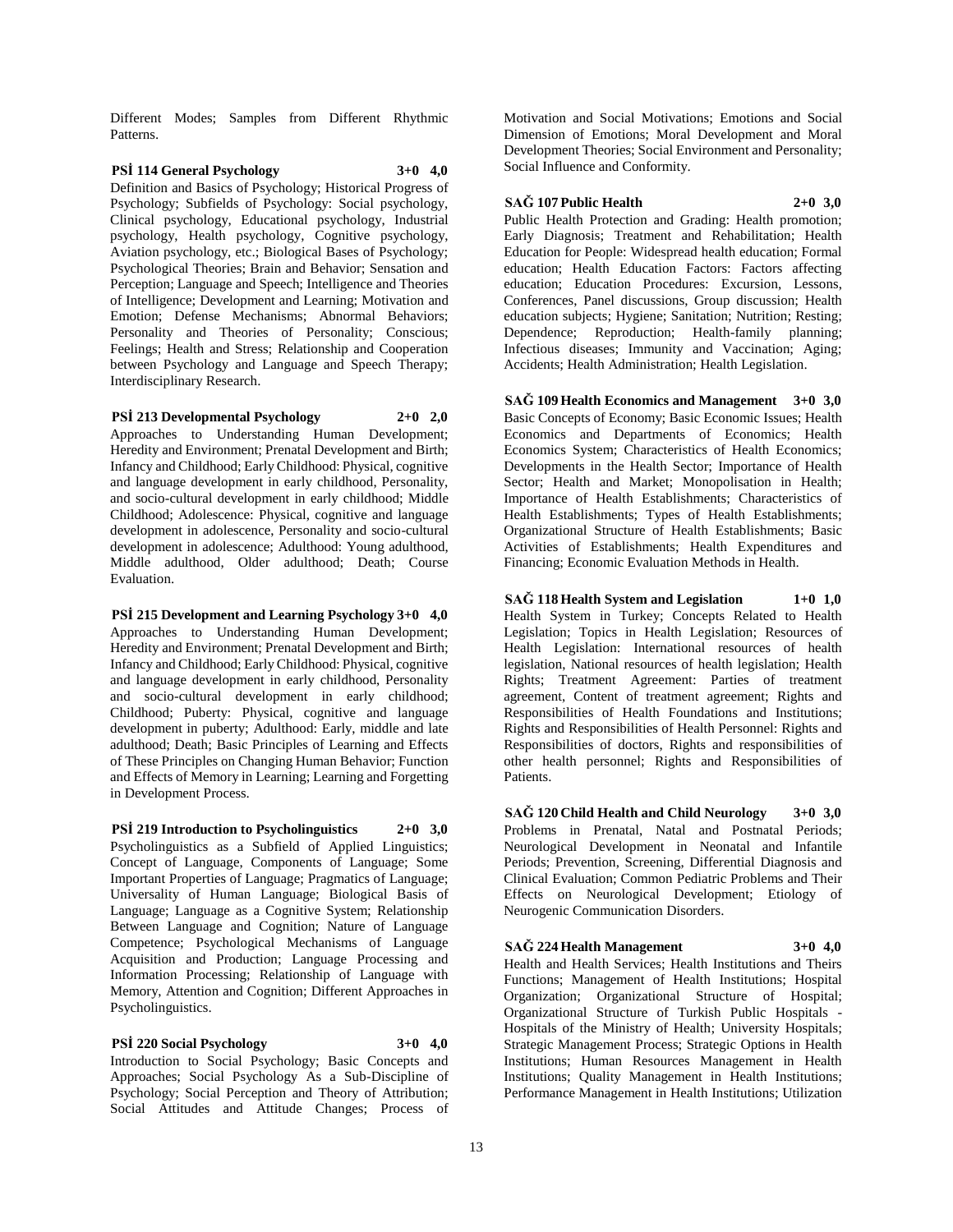Different Modes; Samples from Different Rhythmic Patterns.

**PSİ 114 General Psychology 3+0 4,0**

Definition and Basics of Psychology; Historical Progress of Psychology; Subfields of Psychology: Social psychology, Clinical psychology, Educational psychology, Industrial psychology, Health psychology, Cognitive psychology, Aviation psychology, etc.; Biological Bases of Psychology; Psychological Theories; Brain and Behavior; Sensation and Perception; Language and Speech; Intelligence and Theories of Intelligence; Development and Learning; Motivation and Emotion; Defense Mechanisms; Abnormal Behaviors; Personality and Theories of Personality; Conscious; Feelings; Health and Stress; Relationship and Cooperation between Psychology and Language and Speech Therapy; Interdisciplinary Research.

**PSİ 213 Developmental Psychology 2+0 2,0**

Approaches to Understanding Human Development; Heredity and Environment; Prenatal Development and Birth; Infancy and Childhood; Early Childhood: Physical, cognitive and language development in early childhood, Personality, and socio-cultural development in early childhood; Middle Childhood; Adolescence: Physical, cognitive and language development in adolescence, Personality and socio-cultural development in adolescence; Adulthood: Young adulthood, Middle adulthood, Older adulthood; Death; Course Evaluation.

**PSİ 215 Development and Learning Psychology 3+0 4,0**

Approaches to Understanding Human Development; Heredity and Environment; Prenatal Development and Birth; Infancy and Childhood; Early Childhood: Physical, cognitive and language development in early childhood, Personality and socio-cultural development in early childhood; Childhood; Puberty: Physical, cognitive and language development in puberty; Adulthood: Early, middle and late adulthood; Death; Basic Principles of Learning and Effects of These Principles on Changing Human Behavior; Function and Effects of Memory in Learning; Learning and Forgetting in Development Process.

**PSİ 219 Introduction to Psycholinguistics 2+0 3,0**

Psycholinguistics as a Subfield of Applied Linguistics; Concept of Language, Components of Language; Some Important Properties of Language; Pragmatics of Language; Universality of Human Language; Biological Basis of Language; Language as a Cognitive System; Relationship Between Language and Cognition; Nature of Language Competence; Psychological Mechanisms of Language Acquisition and Production; Language Processing and Information Processing; Relationship of Language with Memory, Attention and Cognition; Different Approaches in Psycholinguistics.

**PSİ 220 Social Psychology 3+0 4,0**

Introduction to Social Psychology; Basic Concepts and Approaches; Social Psychology As a Sub-Discipline of Psychology; Social Perception and Theory of Attribution; Social Attitudes and Attitude Changes; Process of Motivation and Social Motivations; Emotions and Social Dimension of Emotions; Moral Development and Moral Development Theories; Social Environment and Personality; Social Influence and Conformity.

**SAĞ 107 Public Health 2+0 3,0**

Public Health Protection and Grading: Health promotion; Early Diagnosis; Treatment and Rehabilitation; Health Education for People: Widespread health education; Formal education; Health Education Factors: Factors affecting education; Education Procedures: Excursion, Lessons, Conferences, Panel discussions, Group discussion; Health education subjects; Hygiene; Sanitation; Nutrition; Resting; Dependence; Reproduction; Health-family planning; Infectious diseases; Immunity and Vaccination; Aging; Accidents; Health Administration; Health Legislation.

**SAĞ 109 Health Economics and Management 3+0 3,0**

Basic Concepts of Economy; Basic Economic Issues; Health Economics and Departments of Economics; Health Economics System; Characteristics of Health Economics; Developments in the Health Sector; Importance of Health Sector; Health and Market; Monopolisation in Health; Importance of Health Establishments; Characteristics of Health Establishments; Types of Health Establishments; Organizational Structure of Health Establishments; Basic Activities of Establishments; Health Expenditures and Financing; Economic Evaluation Methods in Health.

**SAĞ 118 Health System and Legislation 1+0 1,0**

Health System in Turkey; Concepts Related to Health Legislation; Topics in Health Legislation; Resources of Health Legislation: International resources of health legislation, National resources of health legislation; Health Rights; Treatment Agreement: Parties of treatment agreement, Content of treatment agreement; Rights and Responsibilities of Health Foundations and Institutions; Rights and Responsibilities of Health Personnel: Rights and Responsibilities of doctors, Rights and responsibilities of other health personnel; Rights and Responsibilities of Patients.

**SAĞ 120 Child Health and Child Neurology 3+0 3,0**

Problems in Prenatal, Natal and Postnatal Periods; Neurological Development in Neonatal and Infantile Periods; Prevention, Screening, Differential Diagnosis and Clinical Evaluation; Common Pediatric Problems and Their Effects on Neurological Development; Etiology of Neurogenic Communication Disorders.

**SAĞ 224 Health Management 3+0 4,0**

Health and Health Services; Health Institutions and Theirs Functions; Management of Health Institutions; Hospital Organization; Organizational Structure of Hospital; Organizational Structure of Turkish Public Hospitals - Hospitals of the Ministry of Health; University Hospitals; Strategic Management Process; Strategic Options in Health Institutions; Human Resources Management in Health Institutions; Quality Management in Health Institutions; Performance Management in Health Institutions; Utilization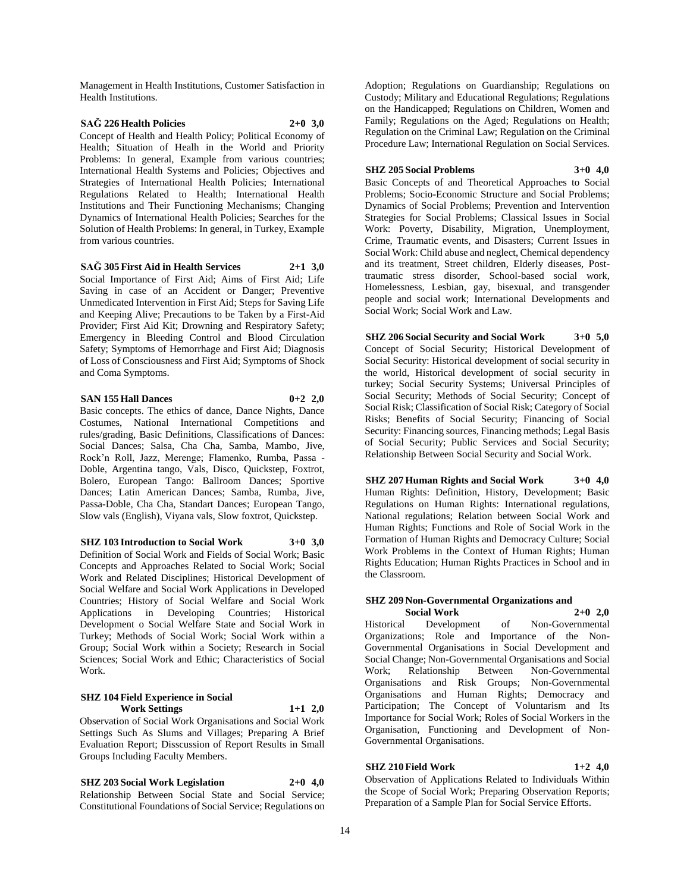Management in Health Institutions, Customer Satisfaction in Health Institutions.

**SAĞ 226 Health Policies 2+0 3,0**

Concept of Health and Health Policy; Political Economy of Health; Situation of Healh in the World and Priority Problems: In general, Example from various countries; International Health Systems and Policies; Objectives and Strategies of International Health Policies; International Regulations Related to Health; International Health Institutions and Their Functioning Mechanisms; Changing Dynamics of International Health Policies; Searches for the Solution of Health Problems: In general, in Turkey, Example from various countries.

**SAĞ 305 First Aid in Health Services 2+1 3,0**

Social Importance of First Aid; Aims of First Aid; Life Saving in case of an Accident or Danger; Preventive Unmedicated Intervention in First Aid; Steps for Saving Life and Keeping Alive; Precautions to be Taken by a First-Aid Provider; First Aid Kit; Drowning and Respiratory Safety; Emergency in Bleeding Control and Blood Circulation Safety; Symptoms of Hemorrhage and First Aid; Diagnosis of Loss of Consciousness and First Aid; Symptoms of Shock and Coma Symptoms.

**SAN 155 Hall Dances 0+2 2,0**

Basic concepts. The ethics of dance, Dance Nights, Dance Costumes, National International Competitions and rules/grading, Basic Definitions, Classifications of Dances: Social Dances; Salsa, Cha Cha, Samba, Mambo, Jive, Rock'n Roll, Jazz, Merenge; Flamenko, Rumba, Passa - Doble, Argentina tango, Vals, Disco, Quickstep, Foxtrot, Bolero, European Tango: Ballroom Dances; Sportive Dances; Latin American Dances; Samba, Rumba, Jive, Passa-Doble, Cha Cha, Standart Dances; European Tango, Slow vals (English), Viyana vals, Slow foxtrot, Quickstep.

**SHZ 103 Introduction to Social Work 3+0 3,0**

Definition of Social Work and Fields of Social Work; Basic Concepts and Approaches Related to Social Work; Social Work and Related Disciplines; Historical Development of Social Welfare and Social Work Applications in Developed Countries; History of Social Welfare and Social Work Applications in Developing Countries; Historical Development o Social Welfare State and Social Work in Turkey; Methods of Social Work; Social Work within a Group; Social Work within a Society; Research in Social Sciences; Social Work and Ethic; Characteristics of Social Work.

**SHZ 104 Field Experience in Social Work Settings 1+1 2,0**

Observation of Social Work Organisations and Social Work Settings Such As Slums and Villages; Preparing A Brief Evaluation Report; Disscussion of Report Results in Small Groups Including Faculty Members.

**SHZ 203 Social Work Legislation 2+0 4,0**

Relationship Between Social State and Social Service; Constitutional Foundations of Social Service; Regulations on Adoption; Regulations on Guardianship; Regulations on Custody; Military and Educational Regulations; Regulations on the Handicapped; Regulations on Children, Women and Family; Regulations on the Aged; Regulations on Health; Regulation on the Criminal Law; Regulation on the Criminal Procedure Law; International Regulation on Social Services.

**SHZ 205 Social Problems 3+0 4,0**

Basic Concepts of and Theoretical Approaches to Social Problems; Socio-Economic Structure and Social Problems; Dynamics of Social Problems; Prevention and Intervention Strategies for Social Problems; Classical Issues in Social Work: Poverty, Disability, Migration, Unemployment, Crime, Traumatic events, and Disasters; Current Issues in Social Work: Child abuse and neglect, Chemical dependency and its treatment, Street children, Elderly diseases, Post-traumatic stress disorder, School-based social work, Homelessness, Lesbian, gay, bisexual, and transgender people and social work; International Developments and Social Work; Social Work and Law.

**SHZ 206 Social Security and Social Work 3+0 5,0**

Concept of Social Security; Historical Development of Social Security: Historical development of social security in the world, Historical development of social security in turkey; Social Security Systems; Universal Principles of Social Security; Methods of Social Security; Concept of Social Risk; Classification of Social Risk; Category of Social Risks; Benefits of Social Security; Financing of Social Security: Financing sources, Financing methods; Legal Basis of Social Security; Public Services and Social Security; Relationship Between Social Security and Social Work.

**SHZ 207 Human Rights and Social Work 3+0 4,0**

Human Rights: Definition, History, Development; Basic Regulations on Human Rights: International regulations, National regulations; Relation between Social Work and Human Rights; Functions and Role of Social Work in the Formation of Human Rights and Democracy Culture; Social Work Problems in the Context of Human Rights; Human Rights Education; Human Rights Practices in School and in the Classroom.

**SHZ 209 Non-Governmental Organizations and Social Work 2+0 2,0**

Historical Development of Non-Governmental Organizations; Role and Importance of the Non-Governmental Organisations in Social Development and Social Change; Non-Governmental Organisations and Social Work; Relationship Between Non-Governmental Organisations and Risk Groups; Non-Governmental Organisations and Human Rights; Democracy and Participation; The Concept of Voluntarism and Its Importance for Social Work; Roles of Social Workers in the Organisation, Functioning and Development of Non-Governmental Organisations.

**SHZ 210 Field Work 1+2 4,0**

Observation of Applications Related to Individuals Within the Scope of Social Work; Preparing Observation Reports; Preparation of a Sample Plan for Social Service Efforts.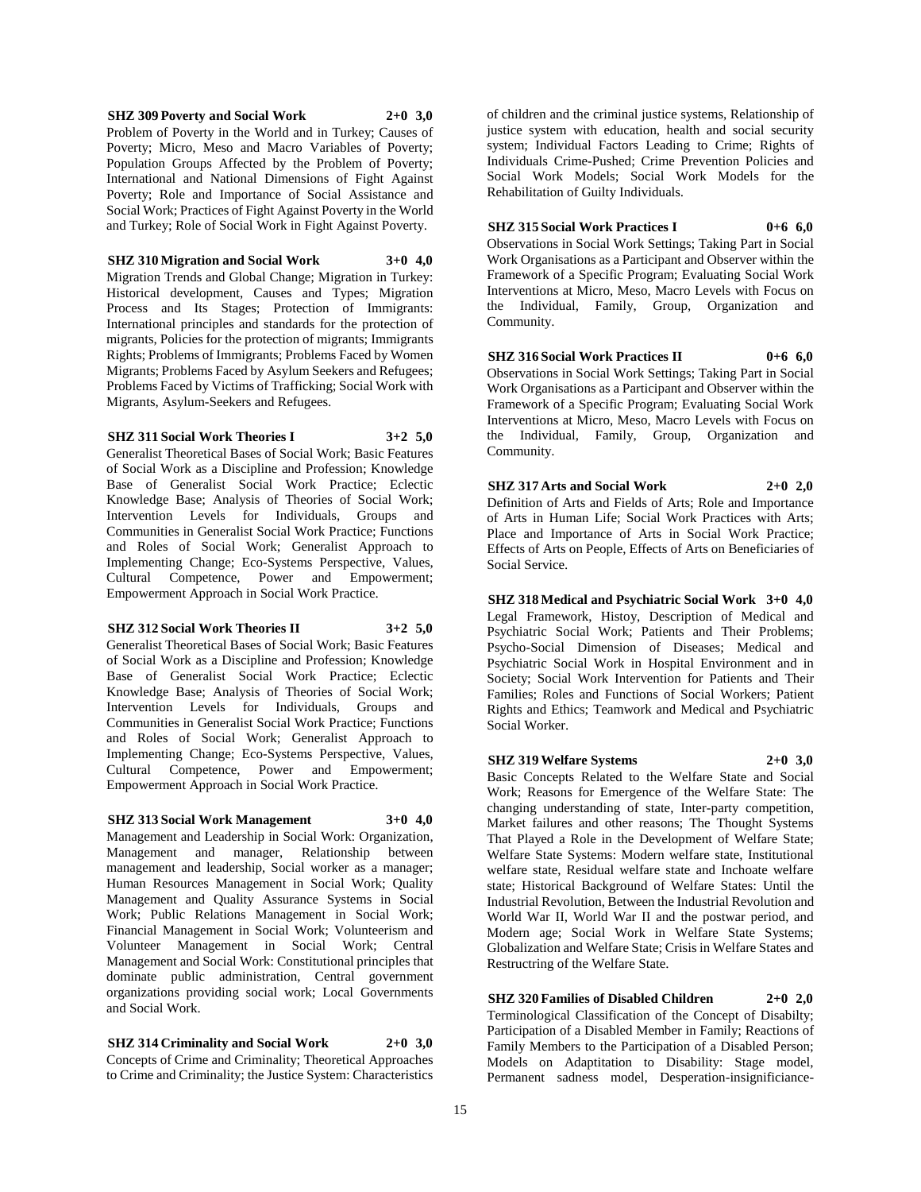**SHZ 309 Poverty and Social Work 2+0 3,0**

Problem of Poverty in the World and in Turkey; Causes of Poverty; Micro, Meso and Macro Variables of Poverty; Population Groups Affected by the Problem of Poverty; International and National Dimensions of Fight Against Poverty; Role and Importance of Social Assistance and Social Work; Practices of Fight Against Poverty in the World and Turkey; Role of Social Work in Fight Against Poverty.

**SHZ 310 Migration and Social Work 3+0 4,0**

Migration Trends and Global Change; Migration in Turkey: Historical development, Causes and Types; Migration Process and Its Stages; Protection of Immigrants: International principles and standards for the protection of migrants, Policies for the protection of migrants; Immigrants Rights; Problems of Immigrants; Problems Faced by Women Migrants; Problems Faced by Asylum Seekers and Refugees; Problems Faced by Victims of Trafficking; Social Work with Migrants, Asylum-Seekers and Refugees.

**SHZ 311 Social Work Theories I 3+2 5,0**

Generalist Theoretical Bases of Social Work; Basic Features of Social Work as a Discipline and Profession; Knowledge Base of Generalist Social Work Practice; Eclectic Knowledge Base; Analysis of Theories of Social Work; Intervention Levels for Individuals, Groups and Communities in Generalist Social Work Practice; Functions and Roles of Social Work; Generalist Approach to Implementing Change; Eco-Systems Perspective, Values, Cultural Competence, Power and Empowerment; Empowerment Approach in Social Work Practice.

**SHZ 312 Social Work Theories II 3+2 5,0**

Generalist Theoretical Bases of Social Work; Basic Features of Social Work as a Discipline and Profession; Knowledge Base of Generalist Social Work Practice; Eclectic Knowledge Base; Analysis of Theories of Social Work; Intervention Levels for Individuals, Groups and Communities in Generalist Social Work Practice; Functions and Roles of Social Work; Generalist Approach to Implementing Change; Eco-Systems Perspective, Values, Cultural Competence, Power and Empowerment; Empowerment Approach in Social Work Practice.

**SHZ 313 Social Work Management 3+0 4,0**

Management and Leadership in Social Work: Organization, Management and manager, Relationship between management and leadership, Social worker as a manager; Human Resources Management in Social Work; Quality Management and Quality Assurance Systems in Social Work; Public Relations Management in Social Work; Financial Management in Social Work; Volunteerism and Volunteer Management in Social Work; Central Management and Social Work: Constitutional principles that dominate public administration, Central government organizations providing social work; Local Governments and Social Work.

**SHZ 314 Criminality and Social Work 2+0 3,0**

Concepts of Crime and Criminality; Theoretical Approaches to Crime and Criminality; the Justice System: Characteristics of children and the criminal justice systems, Relationship of justice system with education, health and social security system; Individual Factors Leading to Crime; Rights of Individuals Crime-Pushed; Crime Prevention Policies and Social Work Models; Social Work Models for the Rehabilitation of Guilty Individuals.

**SHZ 315 Social Work Practices I 0+6 6,0**

Observations in Social Work Settings; Taking Part in Social Work Organisations as a Participant and Observer within the Framework of a Specific Program; Evaluating Social Work Interventions at Micro, Meso, Macro Levels with Focus on the Individual, Family, Group, Organization and Community.

**SHZ 316 Social Work Practices II 0+6 6,0**

Observations in Social Work Settings; Taking Part in Social Work Organisations as a Participant and Observer within the Framework of a Specific Program; Evaluating Social Work Interventions at Micro, Meso, Macro Levels with Focus on the Individual, Family, Group, Organization and Community.

**SHZ 317 Arts and Social Work 2+0 2,0**

Definition of Arts and Fields of Arts; Role and Importance of Arts in Human Life; Social Work Practices with Arts; Place and Importance of Arts in Social Work Practice; Effects of Arts on People, Effects of Arts on Beneficiaries of Social Service.

**SHZ 318 Medical and Psychiatric Social Work 3+0 4,0**

Legal Framework, Histoy, Description of Medical and Psychiatric Social Work; Patients and Their Problems; Psycho-Social Dimension of Diseases; Medical and Psychiatric Social Work in Hospital Environment and in Society; Social Work Intervention for Patients and Their Families; Roles and Functions of Social Workers; Patient Rights and Ethics; Teamwork and Medical and Psychiatric Social Worker.

**SHZ 319 Welfare Systems 2+0 3,0**

Basic Concepts Related to the Welfare State and Social Work; Reasons for Emergence of the Welfare State: The changing understanding of state, Inter-party competition, Market failures and other reasons; The Thought Systems That Played a Role in the Development of Welfare State; Welfare State Systems: Modern welfare state, Institutional welfare state, Residual welfare state and Inchoate welfare state; Historical Background of Welfare States: Until the Industrial Revolution, Between the Industrial Revolution and World War II, World War II and the postwar period, and Modern age; Social Work in Welfare State Systems; Globalization and Welfare State; Crisis in Welfare States and Restructring of the Welfare State.

**SHZ 320 Families of Disabled Children 2+0 2,0**

Terminological Classification of the Concept of Disabilty; Participation of a Disabled Member in Family; Reactions of Family Members to the Participation of a Disabled Person; Models on Adaptitation to Disability: Stage model, Permanent sadness model, Desperation-insignificiance-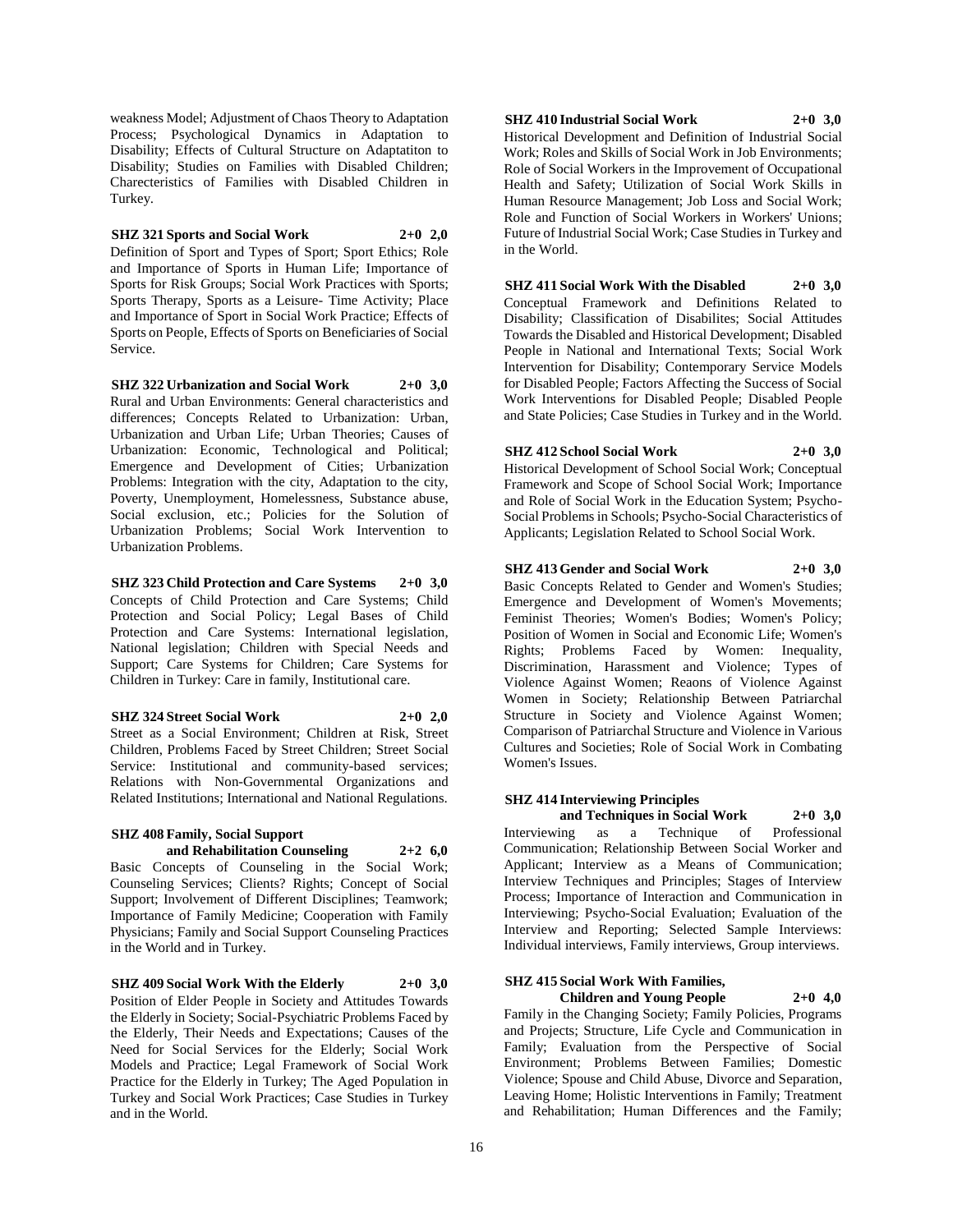weakness Model; Adjustment of Chaos Theory to Adaptation Process; Psychological Dynamics in Adaptation to Disability; Effects of Cultural Structure on Adaptatiton to Disability; Studies on Families with Disabled Children; Charecteristics of Families with Disabled Children in Turkey.

**SHZ 321 Sports and Social Work 2+0 2,0**

Definition of Sport and Types of Sport; Sport Ethics; Role and Importance of Sports in Human Life; Importance of Sports for Risk Groups; Social Work Practices with Sports; Sports Therapy, Sports as a Leisure- Time Activity; Place and Importance of Sport in Social Work Practice; Effects of Sports on People, Effects of Sports on Beneficiaries of Social Service.

**SHZ 322 Urbanization and Social Work 2+0 3,0**

Rural and Urban Environments: General characteristics and differences; Concepts Related to Urbanization: Urban, Urbanization and Urban Life; Urban Theories; Causes of Urbanization: Economic, Technological and Political; Emergence and Development of Cities; Urbanization Problems: Integration with the city, Adaptation to the city, Poverty, Unemployment, Homelessness, Substance abuse, Social exclusion, etc.; Policies for the Solution of Urbanization Problems; Social Work Intervention to Urbanization Problems.

**SHZ 323 Child Protection and Care Systems 2+0 3,0**

Concepts of Child Protection and Care Systems; Child Protection and Social Policy; Legal Bases of Child Protection and Care Systems: International legislation, National legislation; Children with Special Needs and Support; Care Systems for Children; Care Systems for Children in Turkey: Care in family, Institutional care.

**SHZ 324 Street Social Work 2+0 2,0**

Street as a Social Environment; Children at Risk, Street Children, Problems Faced by Street Children; Street Social Service: Institutional and community-based services; Relations with Non-Governmental Organizations and Related Institutions; International and National Regulations.

**SHZ 408 Family, Social Support and Rehabilitation Counseling 2+2 6,0**

Basic Concepts of Counseling in the Social Work; Counseling Services; Clients? Rights; Concept of Social Support; Involvement of Different Disciplines; Teamwork; Importance of Family Medicine; Cooperation with Family Physicians; Family and Social Support Counseling Practices in the World and in Turkey.

**SHZ 409 Social Work With the Elderly 2+0 3,0**

Position of Elder People in Society and Attitudes Towards the Elderly in Society; Social-Psychiatric Problems Faced by the Elderly, Their Needs and Expectations; Causes of the Need for Social Services for the Elderly; Social Work Models and Practice; Legal Framework of Social Work Practice for the Elderly in Turkey; The Aged Population in Turkey and Social Work Practices; Case Studies in Turkey and in the World.

**SHZ 410 Industrial Social Work 2+0 3,0**

Historical Development and Definition of Industrial Social Work; Roles and Skills of Social Work in Job Environments; Role of Social Workers in the Improvement of Occupational Health and Safety; Utilization of Social Work Skills in Human Resource Management; Job Loss and Social Work; Role and Function of Social Workers in Workers' Unions; Future of Industrial Social Work; Case Studies in Turkey and in the World.

**SHZ 411 Social Work With the Disabled 2+0 3,0**

Conceptual Framework and Definitions Related to Disability; Classification of Disabilites; Social Attitudes Towards the Disabled and Historical Development; Disabled People in National and International Texts; Social Work Intervention for Disability; Contemporary Service Models for Disabled People; Factors Affecting the Success of Social Work Interventions for Disabled People; Disabled People and State Policies; Case Studies in Turkey and in the World.

**SHZ 412 School Social Work 2+0 3,0**

Historical Development of School Social Work; Conceptual Framework and Scope of School Social Work; Importance and Role of Social Work in the Education System; Psycho-Social Problems in Schools; Psycho-Social Characteristics of Applicants; Legislation Related to School Social Work.

**SHZ 413 Gender and Social Work 2+0 3,0**

Basic Concepts Related to Gender and Women's Studies; Emergence and Development of Women's Movements; Feminist Theories; Women's Bodies; Women's Policy; Position of Women in Social and Economic Life; Women's Rights; Problems Faced by Women: Inequality, Discrimination, Harassment and Violence; Types of Violence Against Women; Reaons of Violence Against Women in Society; Relationship Between Patriarchal Structure in Society and Violence Against Women; Comparison of Patriarchal Structure and Violence in Various Cultures and Societies; Role of Social Work in Combating Women's Issues.

**SHZ 414 Interviewing Principles and Techniques in Social Work 2+0 3,0**

Interviewing as a Technique of Professional Communication; Relationship Between Social Worker and Applicant; Interview as a Means of Communication; Interview Techniques and Principles; Stages of Interview Process; Importance of Interaction and Communication in Interviewing; Psycho-Social Evaluation; Evaluation of the Interview and Reporting; Selected Sample Interviews: Individual interviews, Family interviews, Group interviews.

**SHZ 415 Social Work With Families, Children and Young People 2+0 4,0**

Family in the Changing Society; Family Policies, Programs and Projects; Structure, Life Cycle and Communication in Family; Evaluation from the Perspective of Social Environment; Problems Between Families; Domestic Violence; Spouse and Child Abuse, Divorce and Separation, Leaving Home; Holistic Interventions in Family; Treatment and Rehabilitation; Human Differences and the Family;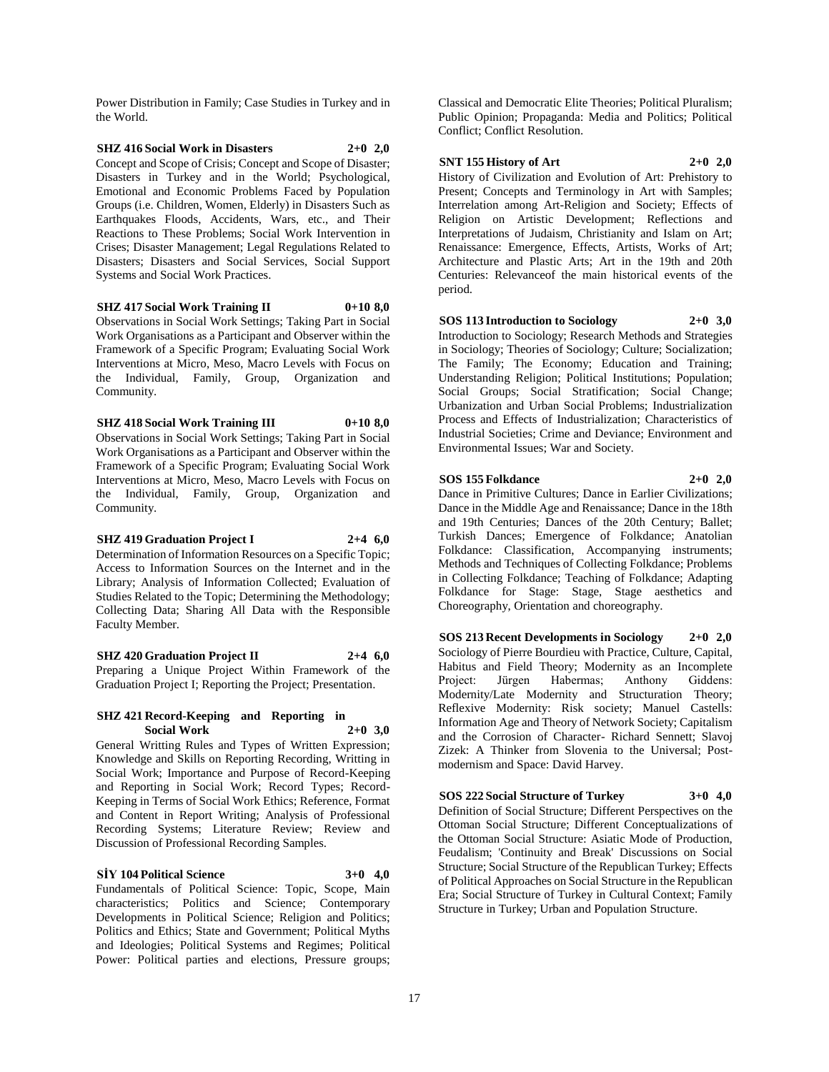Power Distribution in Family; Case Studies in Turkey and in the World.

**SHZ 416 Social Work in Disasters 2+0 2,0**
Concept and Scope of Crisis; Concept and Scope of Disaster; Disasters in Turkey and in the World; Psychological, Emotional and Economic Problems Faced by Population Groups (i.e. Children, Women, Elderly) in Disasters Such as Earthquakes Floods, Accidents, Wars, etc., and Their Reactions to These Problems; Social Work Intervention in Crises; Disaster Management; Legal Regulations Related to Disasters; Disasters and Social Services, Social Support Systems and Social Work Practices.

**SHZ 417 Social Work Training II 0+10 8,0**
Observations in Social Work Settings; Taking Part in Social Work Organisations as a Participant and Observer within the Framework of a Specific Program; Evaluating Social Work Interventions at Micro, Meso, Macro Levels with Focus on the Individual, Family, Group, Organization and Community.

**SHZ 418 Social Work Training III 0+10 8,0**
Observations in Social Work Settings; Taking Part in Social Work Organisations as a Participant and Observer within the Framework of a Specific Program; Evaluating Social Work Interventions at Micro, Meso, Macro Levels with Focus on the Individual, Family, Group, Organization and Community.

**SHZ 419 Graduation Project I 2+4 6,0**
Determination of Information Resources on a Specific Topic; Access to Information Sources on the Internet and in the Library; Analysis of Information Collected; Evaluation of Studies Related to the Topic; Determining the Methodology; Collecting Data; Sharing All Data with the Responsible Faculty Member.

**SHZ 420 Graduation Project II 2+4 6,0**
Preparing a Unique Project Within Framework of the Graduation Project I; Reporting the Project; Presentation.

**SHZ 421 Record-Keeping and Reporting in Social Work 2+0 3,0**
General Writting Rules and Types of Written Expression; Knowledge and Skills on Reporting Recording, Writting in Social Work; Importance and Purpose of Record-Keeping and Reporting in Social Work; Record Types; Record-Keeping in Terms of Social Work Ethics; Reference, Format and Content in Report Writing; Analysis of Professional Recording Systems; Literature Review; Review and Discussion of Professional Recording Samples.

**SİY 104 Political Science 3+0 4,0**
Fundamentals of Political Science: Topic, Scope, Main characteristics; Politics and Science; Contemporary Developments in Political Science; Religion and Politics; Politics and Ethics; State and Government; Political Myths and Ideologies; Political Systems and Regimes; Political Power: Political parties and elections, Pressure groups; Classical and Democratic Elite Theories; Political Pluralism; Public Opinion; Propaganda: Media and Politics; Political Conflict; Conflict Resolution.

**SNT 155 History of Art 2+0 2,0**
History of Civilization and Evolution of Art: Prehistory to Present; Concepts and Terminology in Art with Samples; Interrelation among Art-Religion and Society; Effects of Religion on Artistic Development; Reflections and Interpretations of Judaism, Christianity and Islam on Art; Renaissance: Emergence, Effects, Artists, Works of Art; Architecture and Plastic Arts; Art in the 19th and 20th Centuries: Relevanceof the main historical events of the period.

**SOS 113 Introduction to Sociology 2+0 3,0**
Introduction to Sociology; Research Methods and Strategies in Sociology; Theories of Sociology; Culture; Socialization; The Family; The Economy; Education and Training; Understanding Religion; Political Institutions; Population; Social Groups; Social Stratification; Social Change; Urbanization and Urban Social Problems; Industrialization Process and Effects of Industrialization; Characteristics of Industrial Societies; Crime and Deviance; Environment and Environmental Issues; War and Society.

**SOS 155 Folkdance 2+0 2,0**
Dance in Primitive Cultures; Dance in Earlier Civilizations; Dance in the Middle Age and Renaissance; Dance in the 18th and 19th Centuries; Dances of the 20th Century; Ballet; Turkish Dances; Emergence of Folkdance; Anatolian Folkdance: Classification, Accompanying instruments; Methods and Techniques of Collecting Folkdance; Problems in Collecting Folkdance; Teaching of Folkdance; Adapting Folkdance for Stage: Stage, Stage aesthetics and Choreography, Orientation and choreography.

**SOS 213 Recent Developments in Sociology 2+0 2,0**
Sociology of Pierre Bourdieu with Practice, Culture, Capital, Habitus and Field Theory; Modernity as an Incomplete Project: Jürgen Habermas; Anthony Giddens: Modernity/Late Modernity and Structuration Theory; Reflexive Modernity: Risk society; Manuel Castells: Information Age and Theory of Network Society; Capitalism and the Corrosion of Character- Richard Sennett; Slavoj Zizek: A Thinker from Slovenia to the Universal; Post-modernism and Space: David Harvey.

**SOS 222 Social Structure of Turkey 3+0 4,0**
Definition of Social Structure; Different Perspectives on the Ottoman Social Structure; Different Conceptualizations of the Ottoman Social Structure: Asiatic Mode of Production, Feudalism; 'Continuity and Break' Discussions on Social Structure; Social Structure of the Republican Turkey; Effects of Political Approaches on Social Structure in the Republican Era; Social Structure of Turkey in Cultural Context; Family Structure in Turkey; Urban and Population Structure.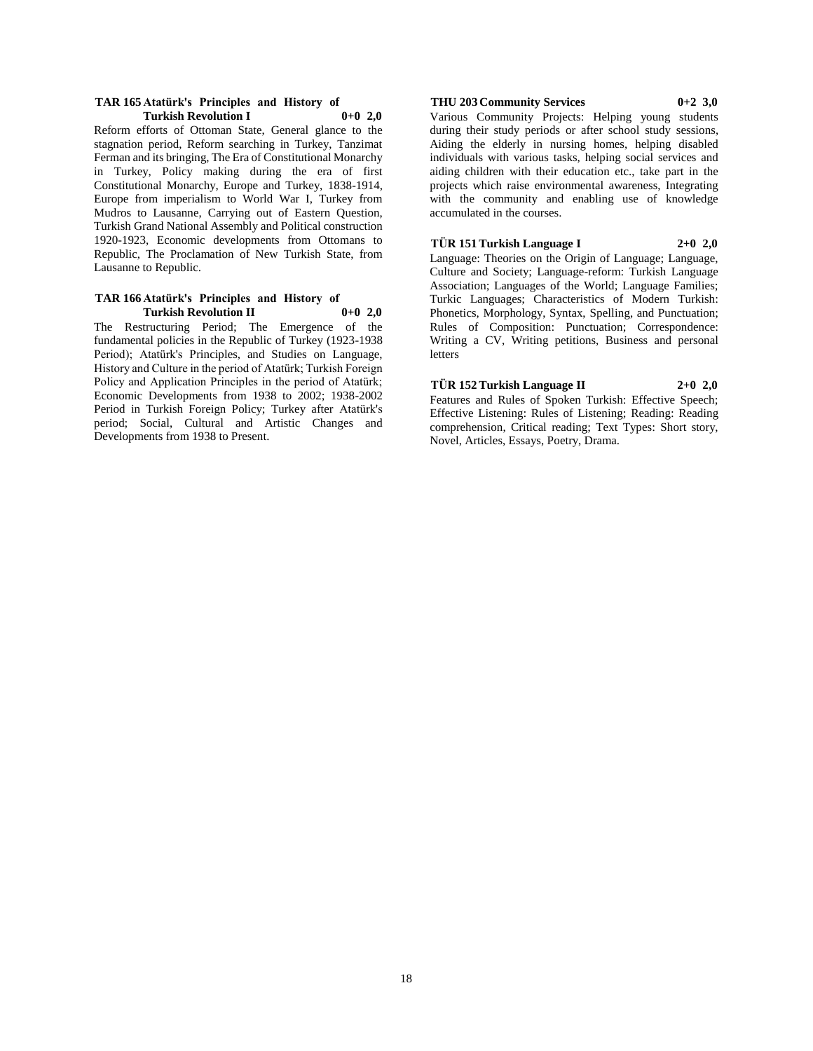**TAR 165 Atatürk's Principles and History of Turkish Revolution I 0+0 2,0**

Reform efforts of Ottoman State, General glance to the stagnation period, Reform searching in Turkey, Tanzimat Ferman and its bringing, The Era of Constitutional Monarchy in Turkey, Policy making during the era of first Constitutional Monarchy, Europe and Turkey, 1838-1914, Europe from imperialism to World War I, Turkey from Mudros to Lausanne, Carrying out of Eastern Question, Turkish Grand National Assembly and Political construction 1920-1923, Economic developments from Ottomans to Republic, The Proclamation of New Turkish State, from Lausanne to Republic.

**TAR 166 Atatürk's Principles and History of Turkish Revolution II 0+0 2,0**

The Restructuring Period; The Emergence of the fundamental policies in the Republic of Turkey (1923-1938 Period); Atatürk's Principles, and Studies on Language, History and Culture in the period of Atatürk; Turkish Foreign Policy and Application Principles in the period of Atatürk; Economic Developments from 1938 to 2002; 1938-2002 Period in Turkish Foreign Policy; Turkey after Atatürk's period; Social, Cultural and Artistic Changes and Developments from 1938 to Present.

**THU 203 Community Services 0+2 3,0**

Various Community Projects: Helping young students during their study periods or after school study sessions, Aiding the elderly in nursing homes, helping disabled individuals with various tasks, helping social services and aiding children with their education etc., take part in the projects which raise environmental awareness, Integrating with the community and enabling use of knowledge accumulated in the courses.

**TÜR 151 Turkish Language I 2+0 2,0**

Language: Theories on the Origin of Language; Language, Culture and Society; Language-reform: Turkish Language Association; Languages of the World; Language Families; Turkic Languages; Characteristics of Modern Turkish: Phonetics, Morphology, Syntax, Spelling, and Punctuation; Rules of Composition: Punctuation; Correspondence: Writing a CV, Writing petitions, Business and personal letters

**TÜR 152 Turkish Language II 2+0 2,0**

Features and Rules of Spoken Turkish: Effective Speech; Effective Listening: Rules of Listening; Reading: Reading comprehension, Critical reading; Text Types: Short story, Novel, Articles, Essays, Poetry, Drama.